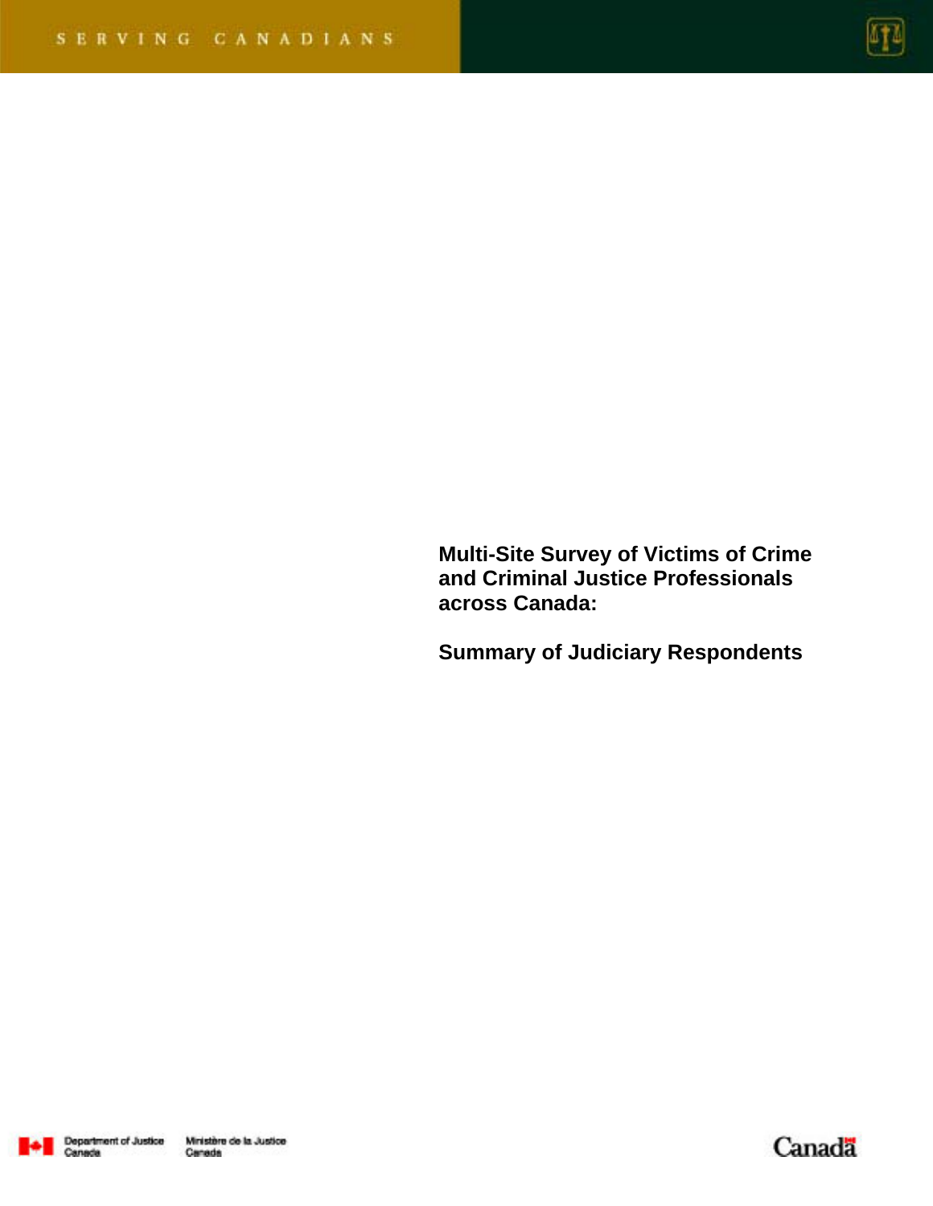SERVING CANADIANS

# Multi-Site Survey of Victims of Crime and Criminal Justice Professionals across Canada:

## Summary of Judiciary Respondents

Department of Justice Canada | Ministère de la Justice Canada

Canada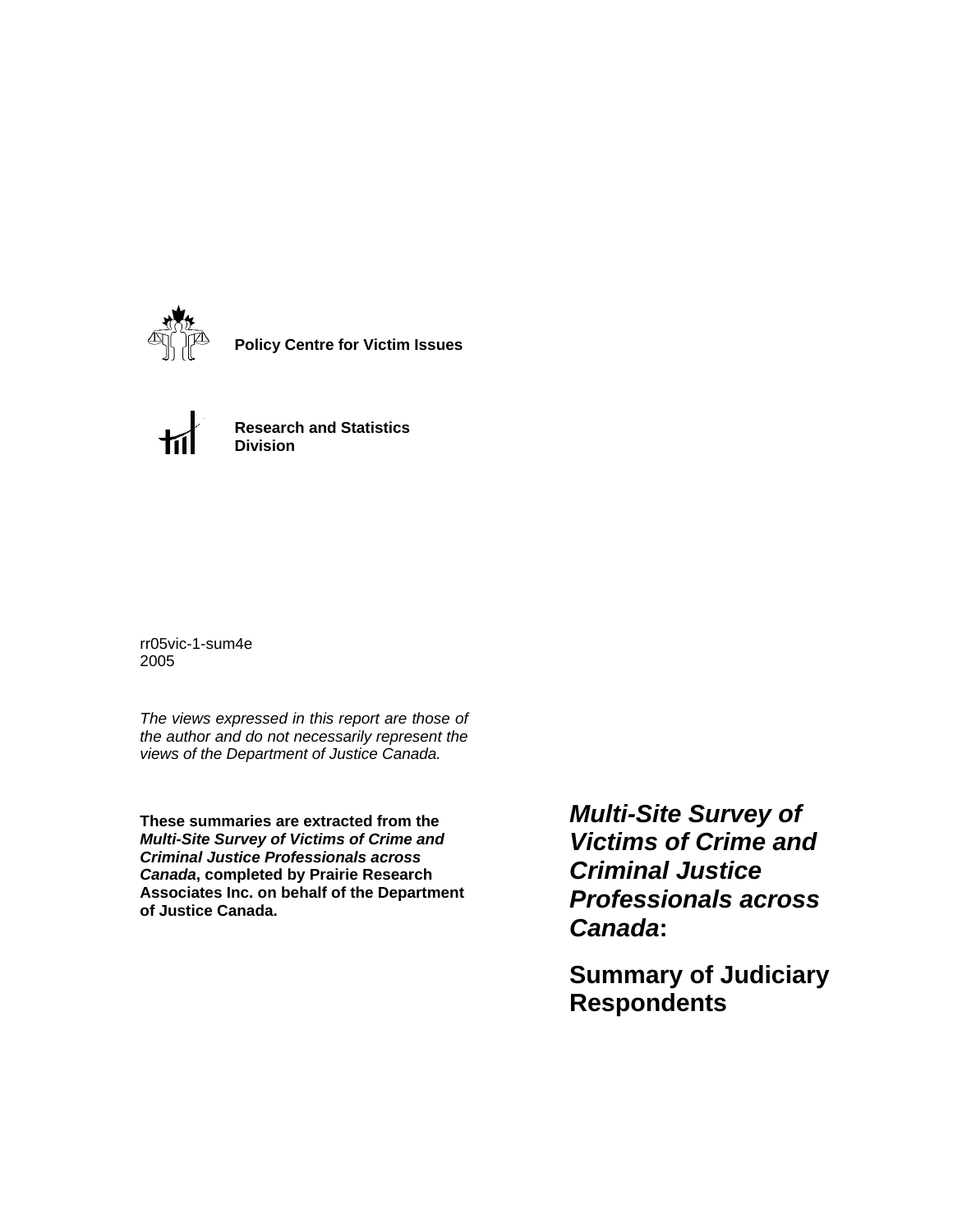**Policy Centre for Victim Issues**

**Research and Statistics Division**

rr05vic-1-sum4e
2005

*The views expressed in this report are those of the author and do not necessarily represent the views of the Department of Justice Canada.*

**These summaries are extracted from the *Multi-Site Survey of Victims of Crime and Criminal Justice Professionals across Canada*, completed by Prairie Research Associates Inc. on behalf of the Department of Justice Canada.**

# *Multi-Site Survey of Victims of Crime and Criminal Justice Professionals across Canada*:

## Summary of Judiciary Respondents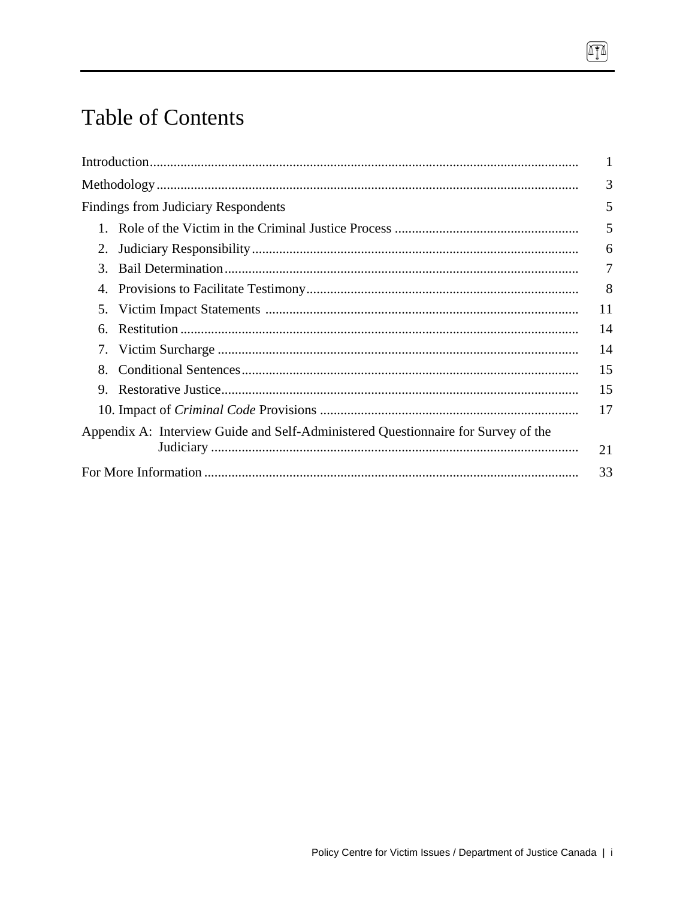# Table of Contents

| | |
|---|---|
| Introduction | 1 |
| Methodology | 3 |
| Findings from Judiciary Respondents | 5 |
| 1. Role of the Victim in the Criminal Justice Process | 5 |
| 2. Judiciary Responsibility | 6 |
| 3. Bail Determination | 7 |
| 4. Provisions to Facilitate Testimony | 8 |
| 5. Victim Impact Statements | 11 |
| 6. Restitution | 14 |
| 7. Victim Surcharge | 14 |
| 8. Conditional Sentences | 15 |
| 9. Restorative Justice | 15 |
| 10. Impact of *Criminal Code* Provisions | 17 |
| Appendix A: Interview Guide and Self-Administered Questionnaire for Survey of the Judiciary | 21 |
| For More Information | 33 |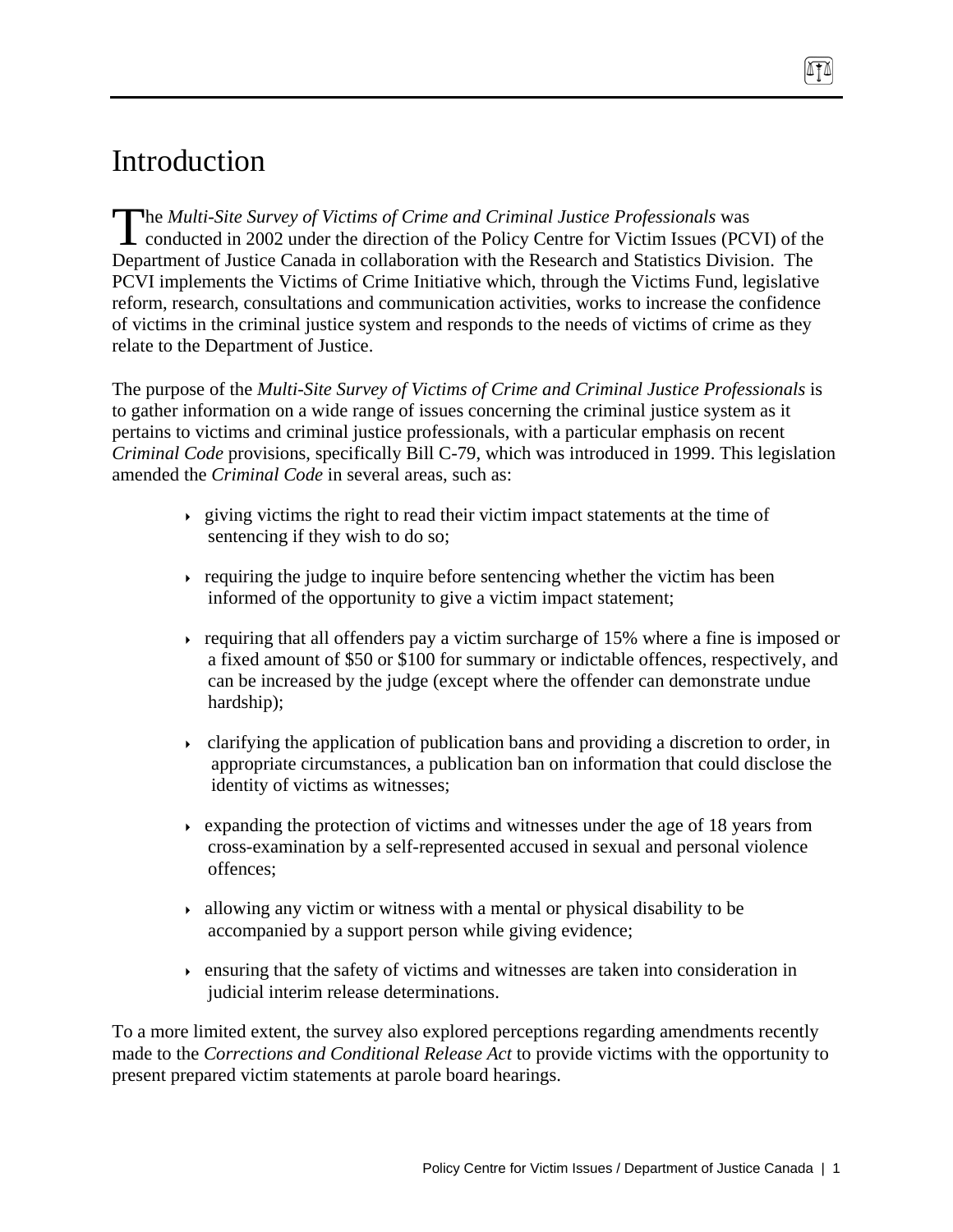# Introduction

The *Multi-Site Survey of Victims of Crime and Criminal Justice Professionals* was conducted in 2002 under the direction of the Policy Centre for Victim Issues (PCVI) of the Department of Justice Canada in collaboration with the Research and Statistics Division. The PCVI implements the Victims of Crime Initiative which, through the Victims Fund, legislative reform, research, consultations and communication activities, works to increase the confidence of victims in the criminal justice system and responds to the needs of victims of crime as they relate to the Department of Justice.

The purpose of the *Multi-Site Survey of Victims of Crime and Criminal Justice Professionals* is to gather information on a wide range of issues concerning the criminal justice system as it pertains to victims and criminal justice professionals, with a particular emphasis on recent *Criminal Code* provisions, specifically Bill C-79, which was introduced in 1999. This legislation amended the *Criminal Code* in several areas, such as:

- giving victims the right to read their victim impact statements at the time of sentencing if they wish to do so;
- requiring the judge to inquire before sentencing whether the victim has been informed of the opportunity to give a victim impact statement;
- requiring that all offenders pay a victim surcharge of 15% where a fine is imposed or a fixed amount of $50 or $100 for summary or indictable offences, respectively, and can be increased by the judge (except where the offender can demonstrate undue hardship);
- clarifying the application of publication bans and providing a discretion to order, in appropriate circumstances, a publication ban on information that could disclose the identity of victims as witnesses;
- expanding the protection of victims and witnesses under the age of 18 years from cross-examination by a self-represented accused in sexual and personal violence offences;
- allowing any victim or witness with a mental or physical disability to be accompanied by a support person while giving evidence;
- ensuring that the safety of victims and witnesses are taken into consideration in judicial interim release determinations.

To a more limited extent, the survey also explored perceptions regarding amendments recently made to the *Corrections and Conditional Release Act* to provide victims with the opportunity to present prepared victim statements at parole board hearings.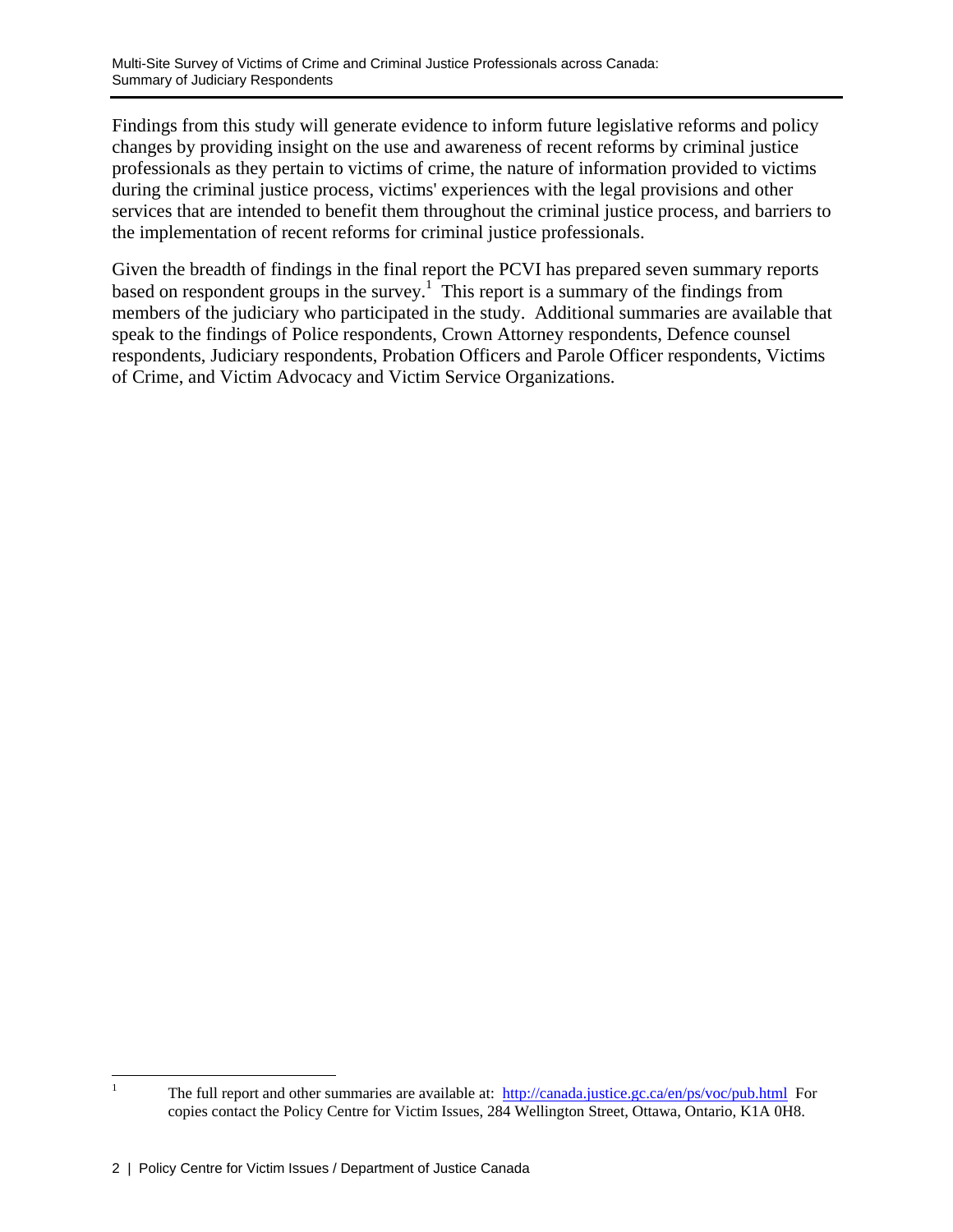Findings from this study will generate evidence to inform future legislative reforms and policy changes by providing insight on the use and awareness of recent reforms by criminal justice professionals as they pertain to victims of crime, the nature of information provided to victims during the criminal justice process, victims' experiences with the legal provisions and other services that are intended to benefit them throughout the criminal justice process, and barriers to the implementation of recent reforms for criminal justice professionals.

Given the breadth of findings in the final report the PCVI has prepared seven summary reports based on respondent groups in the survey.[1] This report is a summary of the findings from members of the judiciary who participated in the study. Additional summaries are available that speak to the findings of Police respondents, Crown Attorney respondents, Defence counsel respondents, Judiciary respondents, Probation Officers and Parole Officer respondents, Victims of Crime, and Victim Advocacy and Victim Service Organizations.

---

[1] The full report and other summaries are available at: http://canada.justice.gc.ca/en/ps/voc/pub.html For copies contact the Policy Centre for Victim Issues, 284 Wellington Street, Ottawa, Ontario, K1A 0H8.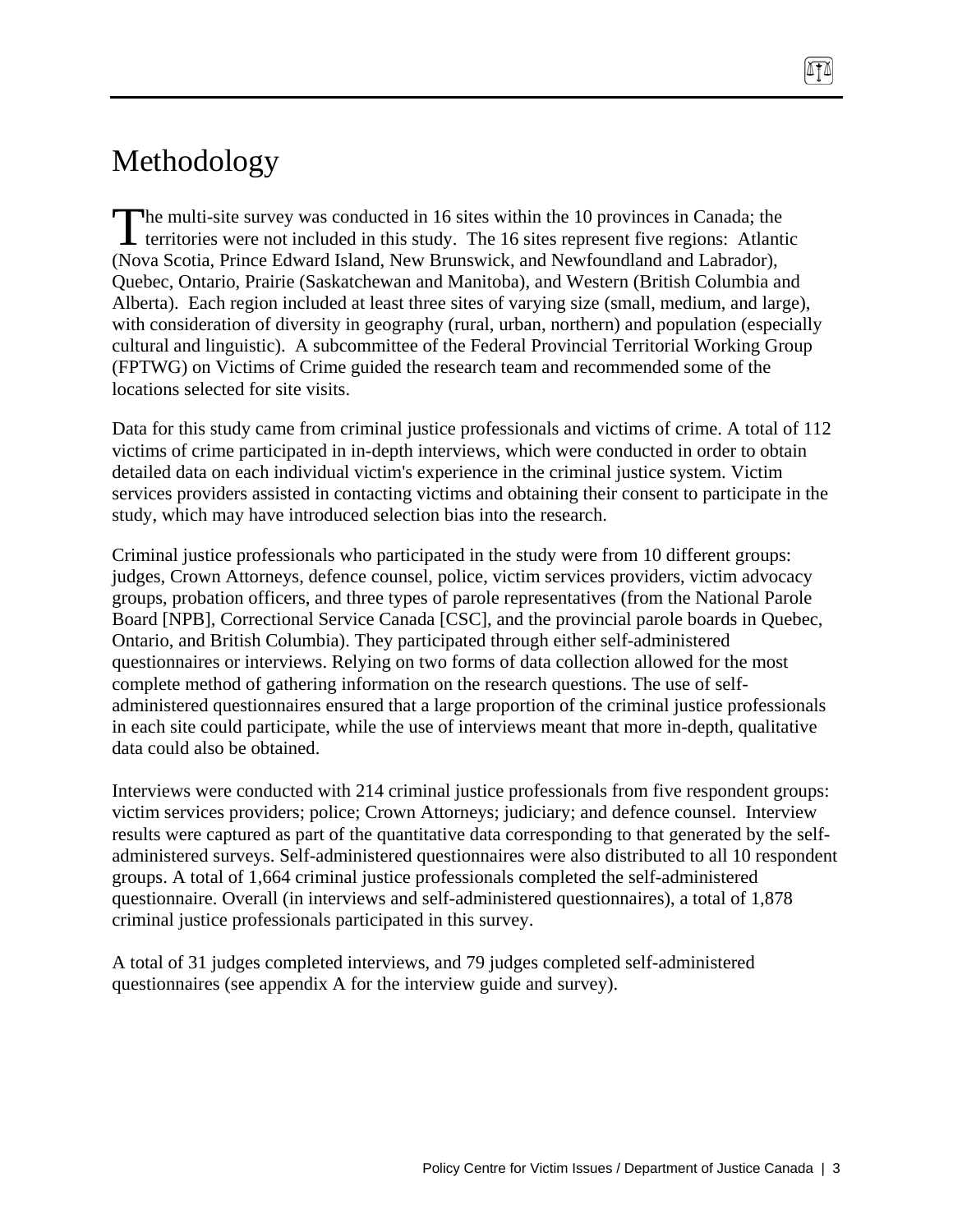# Methodology

The multi-site survey was conducted in 16 sites within the 10 provinces in Canada; the territories were not included in this study. The 16 sites represent five regions: Atlantic (Nova Scotia, Prince Edward Island, New Brunswick, and Newfoundland and Labrador), Quebec, Ontario, Prairie (Saskatchewan and Manitoba), and Western (British Columbia and Alberta). Each region included at least three sites of varying size (small, medium, and large), with consideration of diversity in geography (rural, urban, northern) and population (especially cultural and linguistic). A subcommittee of the Federal Provincial Territorial Working Group (FPTWG) on Victims of Crime guided the research team and recommended some of the locations selected for site visits.

Data for this study came from criminal justice professionals and victims of crime. A total of 112 victims of crime participated in in-depth interviews, which were conducted in order to obtain detailed data on each individual victim's experience in the criminal justice system. Victim services providers assisted in contacting victims and obtaining their consent to participate in the study, which may have introduced selection bias into the research.

Criminal justice professionals who participated in the study were from 10 different groups: judges, Crown Attorneys, defence counsel, police, victim services providers, victim advocacy groups, probation officers, and three types of parole representatives (from the National Parole Board [NPB], Correctional Service Canada [CSC], and the provincial parole boards in Quebec, Ontario, and British Columbia). They participated through either self-administered questionnaires or interviews. Relying on two forms of data collection allowed for the most complete method of gathering information on the research questions. The use of self-administered questionnaires ensured that a large proportion of the criminal justice professionals in each site could participate, while the use of interviews meant that more in-depth, qualitative data could also be obtained.

Interviews were conducted with 214 criminal justice professionals from five respondent groups: victim services providers; police; Crown Attorneys; judiciary; and defence counsel. Interview results were captured as part of the quantitative data corresponding to that generated by the self-administered surveys. Self-administered questionnaires were also distributed to all 10 respondent groups. A total of 1,664 criminal justice professionals completed the self-administered questionnaire. Overall (in interviews and self-administered questionnaires), a total of 1,878 criminal justice professionals participated in this survey.

A total of 31 judges completed interviews, and 79 judges completed self-administered questionnaires (see appendix A for the interview guide and survey).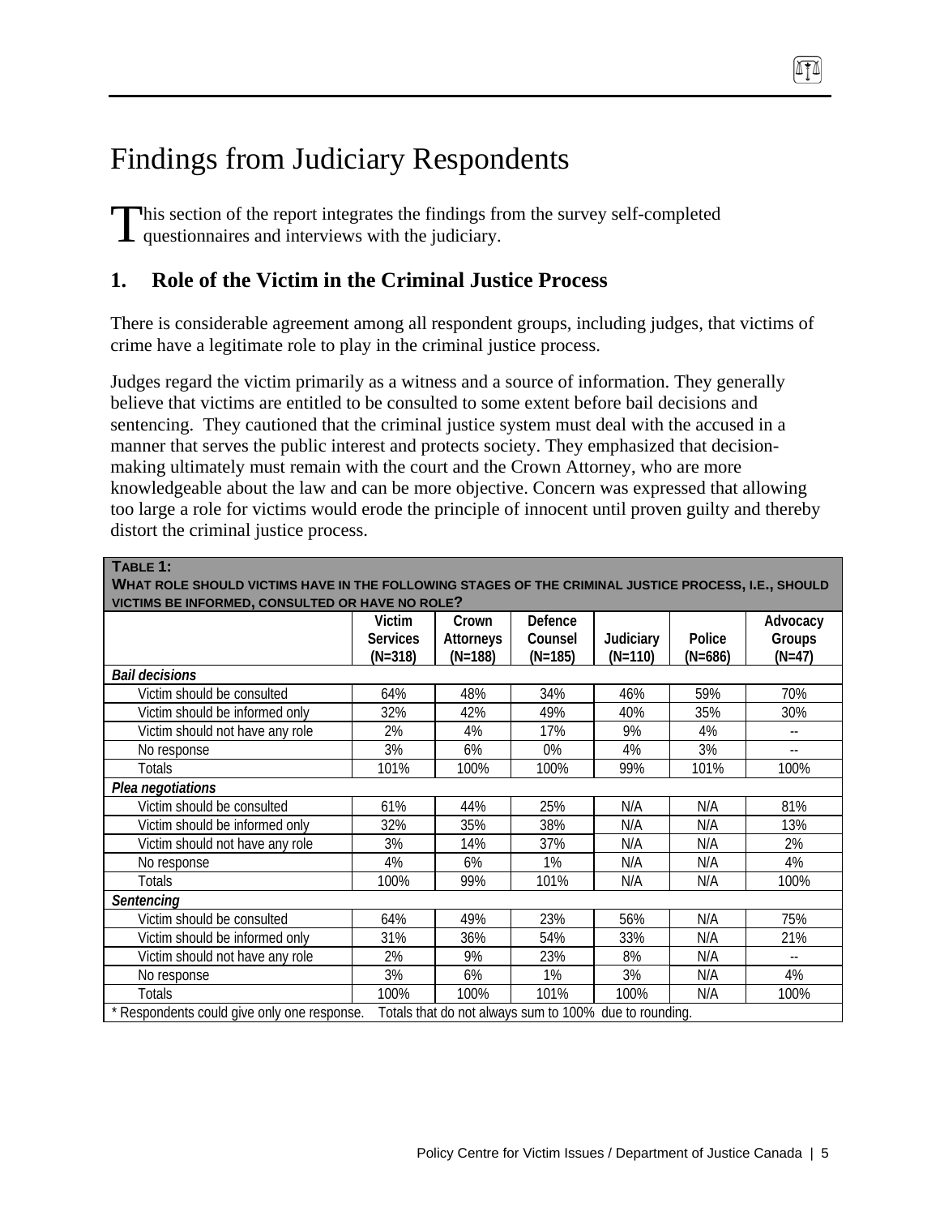# Findings from Judiciary Respondents

This section of the report integrates the findings from the survey self-completed questionnaires and interviews with the judiciary.

## 1. Role of the Victim in the Criminal Justice Process

There is considerable agreement among all respondent groups, including judges, that victims of crime have a legitimate role to play in the criminal justice process.

Judges regard the victim primarily as a witness and a source of information. They generally believe that victims are entitled to be consulted to some extent before bail decisions and sentencing. They cautioned that the criminal justice system must deal with the accused in a manner that serves the public interest and protects society. They emphasized that decision-making ultimately must remain with the court and the Crown Attorney, who are more knowledgeable about the law and can be more objective. Concern was expressed that allowing too large a role for victims would erode the principle of innocent until proven guilty and thereby distort the criminal justice process.

**TABLE 1: WHAT ROLE SHOULD VICTIMS HAVE IN THE FOLLOWING STAGES OF THE CRIMINAL JUSTICE PROCESS, I.E., SHOULD VICTIMS BE INFORMED, CONSULTED OR HAVE NO ROLE?**

| | Victim Services (N=318) | Crown Attorneys (N=188) | Defence Counsel (N=185) | Judiciary (N=110) | Police (N=686) | Advocacy Groups (N=47) |
|---|---|---|---|---|---|---|
| ***Bail decisions*** | | | | | | |
| Victim should be consulted | 64% | 48% | 34% | 46% | 59% | 70% |
| Victim should be informed only | 32% | 42% | 49% | 40% | 35% | 30% |
| Victim should not have any role | 2% | 4% | 17% | 9% | 4% | -- |
| No response | 3% | 6% | 0% | 4% | 3% | -- |
| Totals | 101% | 100% | 100% | 99% | 101% | 100% |
| ***Plea negotiations*** | | | | | | |
| Victim should be consulted | 61% | 44% | 25% | N/A | N/A | 81% |
| Victim should be informed only | 32% | 35% | 38% | N/A | N/A | 13% |
| Victim should not have any role | 3% | 14% | 37% | N/A | N/A | 2% |
| No response | 4% | 6% | 1% | N/A | N/A | 4% |
| Totals | 100% | 99% | 101% | N/A | N/A | 100% |
| ***Sentencing*** | | | | | | |
| Victim should be consulted | 64% | 49% | 23% | 56% | N/A | 75% |
| Victim should be informed only | 31% | 36% | 54% | 33% | N/A | 21% |
| Victim should not have any role | 2% | 9% | 23% | 8% | N/A | -- |
| No response | 3% | 6% | 1% | 3% | N/A | 4% |
| Totals | 100% | 100% | 101% | 100% | N/A | 100% |

* Respondents could give only one response. Totals that do not always sum to 100% due to rounding.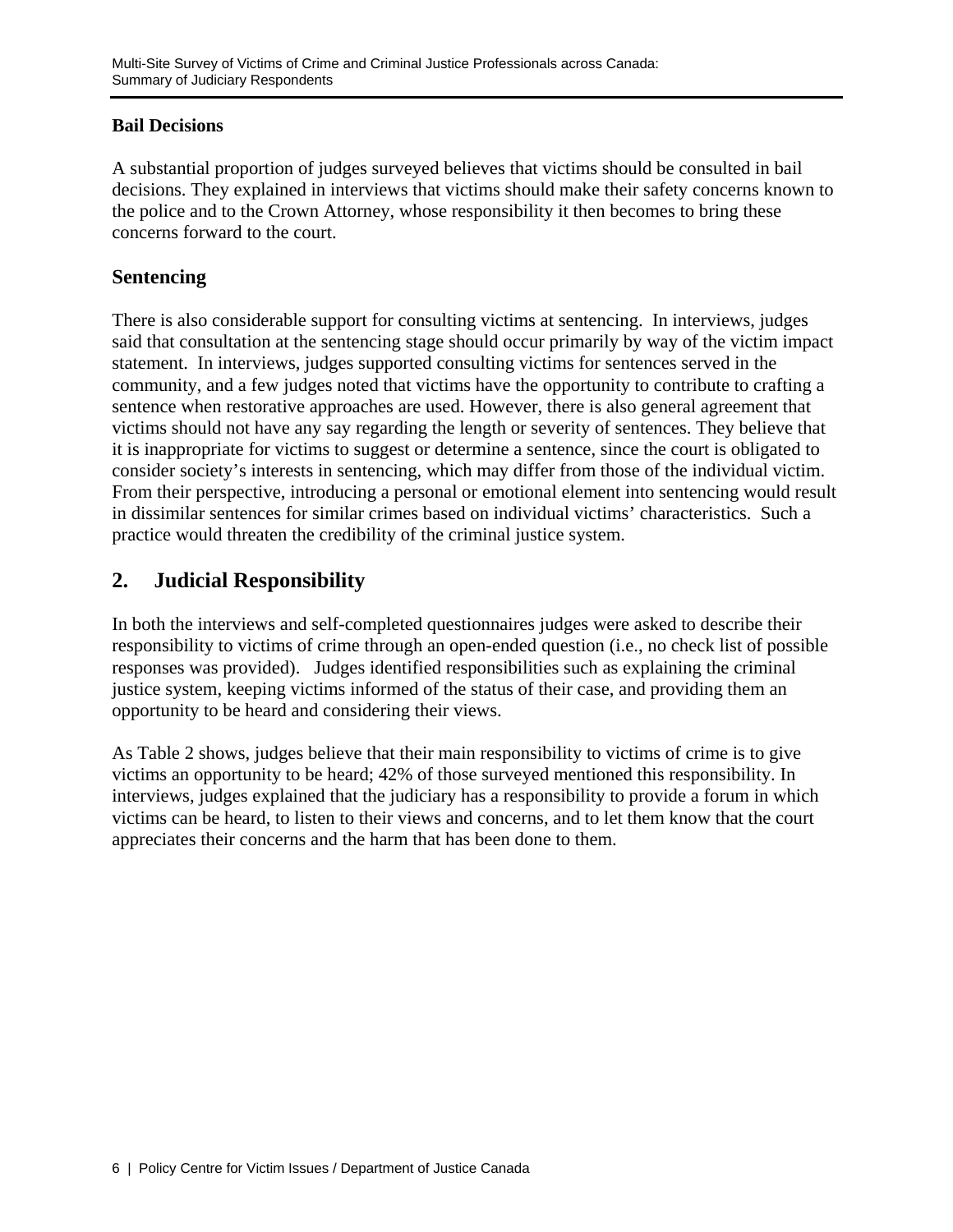### Bail Decisions

A substantial proportion of judges surveyed believes that victims should be consulted in bail decisions. They explained in interviews that victims should make their safety concerns known to the police and to the Crown Attorney, whose responsibility it then becomes to bring these concerns forward to the court.

### Sentencing

There is also considerable support for consulting victims at sentencing. In interviews, judges said that consultation at the sentencing stage should occur primarily by way of the victim impact statement. In interviews, judges supported consulting victims for sentences served in the community, and a few judges noted that victims have the opportunity to contribute to crafting a sentence when restorative approaches are used. However, there is also general agreement that victims should not have any say regarding the length or severity of sentences. They believe that it is inappropriate for victims to suggest or determine a sentence, since the court is obligated to consider society's interests in sentencing, which may differ from those of the individual victim. From their perspective, introducing a personal or emotional element into sentencing would result in dissimilar sentences for similar crimes based on individual victims' characteristics. Such a practice would threaten the credibility of the criminal justice system.

## 2. Judicial Responsibility

In both the interviews and self-completed questionnaires judges were asked to describe their responsibility to victims of crime through an open-ended question (i.e., no check list of possible responses was provided). Judges identified responsibilities such as explaining the criminal justice system, keeping victims informed of the status of their case, and providing them an opportunity to be heard and considering their views.

As Table 2 shows, judges believe that their main responsibility to victims of crime is to give victims an opportunity to be heard; 42% of those surveyed mentioned this responsibility. In interviews, judges explained that the judiciary has a responsibility to provide a forum in which victims can be heard, to listen to their views and concerns, and to let them know that the court appreciates their concerns and the harm that has been done to them.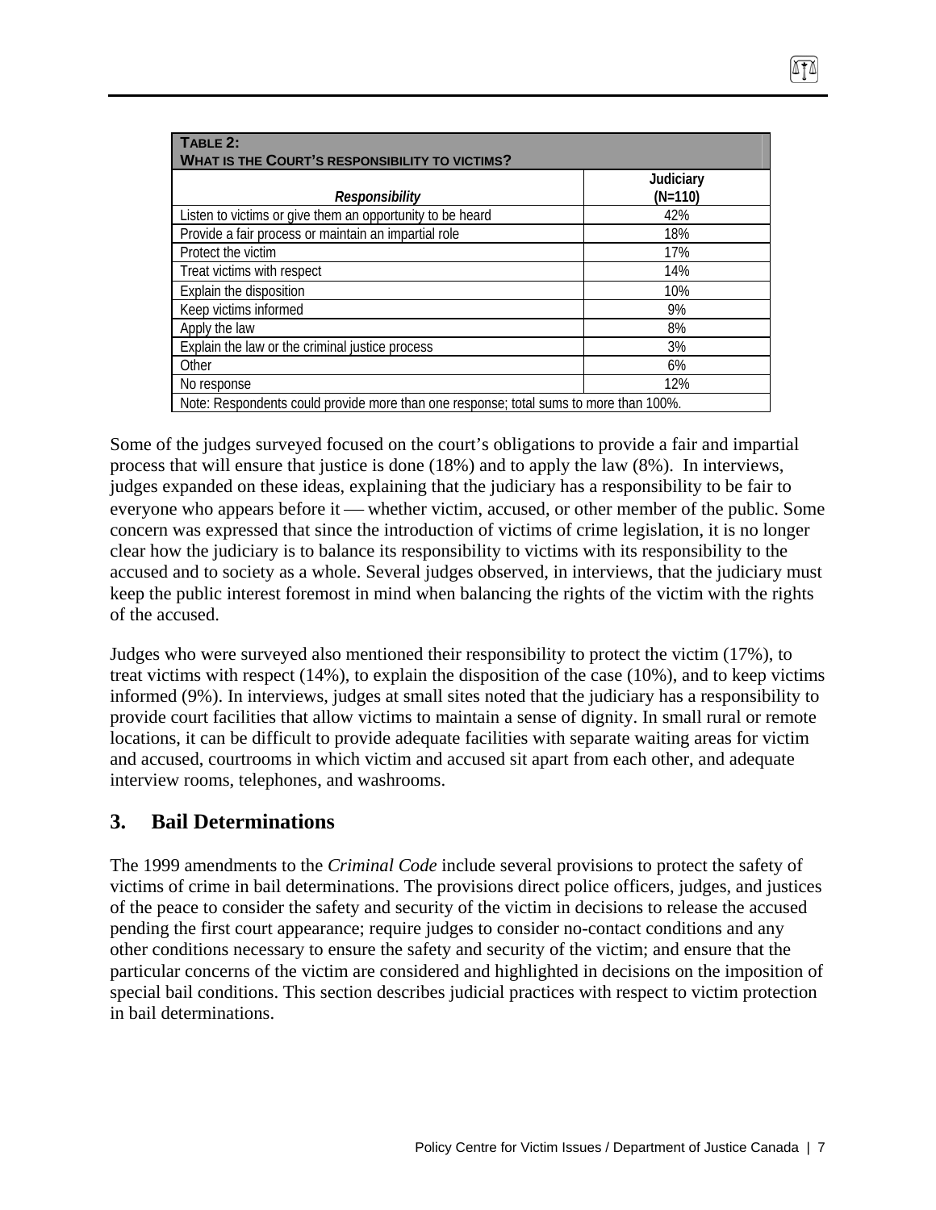| **TABLE 2:** **WHAT IS THE COURT'S RESPONSIBILITY TO VICTIMS?** | |
|---|---|
| *Responsibility* | **Judiciary (N=110)** |
| Listen to victims or give them an opportunity to be heard | 42% |
| Provide a fair process or maintain an impartial role | 18% |
| Protect the victim | 17% |
| Treat victims with respect | 14% |
| Explain the disposition | 10% |
| Keep victims informed | 9% |
| Apply the law | 8% |
| Explain the law or the criminal justice process | 3% |
| Other | 6% |
| No response | 12% |
| Note: Respondents could provide more than one response; total sums to more than 100%. | |

Some of the judges surveyed focused on the court's obligations to provide a fair and impartial process that will ensure that justice is done (18%) and to apply the law (8%). In interviews, judges expanded on these ideas, explaining that the judiciary has a responsibility to be fair to everyone who appears before it — whether victim, accused, or other member of the public. Some concern was expressed that since the introduction of victims of crime legislation, it is no longer clear how the judiciary is to balance its responsibility to victims with its responsibility to the accused and to society as a whole. Several judges observed, in interviews, that the judiciary must keep the public interest foremost in mind when balancing the rights of the victim with the rights of the accused.

Judges who were surveyed also mentioned their responsibility to protect the victim (17%), to treat victims with respect (14%), to explain the disposition of the case (10%), and to keep victims informed (9%). In interviews, judges at small sites noted that the judiciary has a responsibility to provide court facilities that allow victims to maintain a sense of dignity. In small rural or remote locations, it can be difficult to provide adequate facilities with separate waiting areas for victim and accused, courtrooms in which victim and accused sit apart from each other, and adequate interview rooms, telephones, and washrooms.

## 3. Bail Determinations

The 1999 amendments to the *Criminal Code* include several provisions to protect the safety of victims of crime in bail determinations. The provisions direct police officers, judges, and justices of the peace to consider the safety and security of the victim in decisions to release the accused pending the first court appearance; require judges to consider no-contact conditions and any other conditions necessary to ensure the safety and security of the victim; and ensure that the particular concerns of the victim are considered and highlighted in decisions on the imposition of special bail conditions. This section describes judicial practices with respect to victim protection in bail determinations.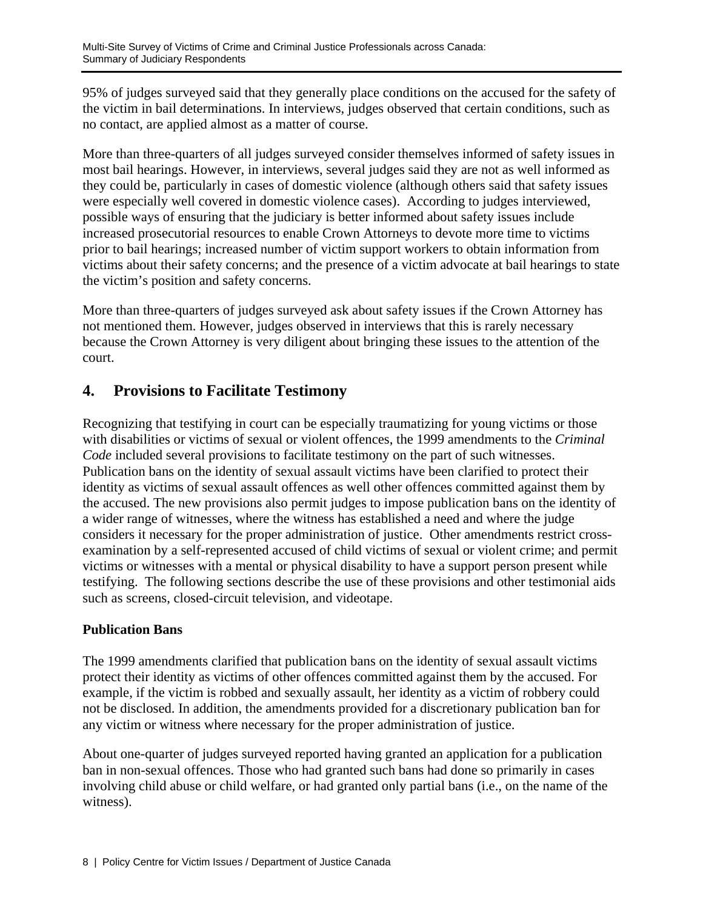95% of judges surveyed said that they generally place conditions on the accused for the safety of the victim in bail determinations. In interviews, judges observed that certain conditions, such as no contact, are applied almost as a matter of course.

More than three-quarters of all judges surveyed consider themselves informed of safety issues in most bail hearings. However, in interviews, several judges said they are not as well informed as they could be, particularly in cases of domestic violence (although others said that safety issues were especially well covered in domestic violence cases). According to judges interviewed, possible ways of ensuring that the judiciary is better informed about safety issues include increased prosecutorial resources to enable Crown Attorneys to devote more time to victims prior to bail hearings; increased number of victim support workers to obtain information from victims about their safety concerns; and the presence of a victim advocate at bail hearings to state the victim's position and safety concerns.

More than three-quarters of judges surveyed ask about safety issues if the Crown Attorney has not mentioned them. However, judges observed in interviews that this is rarely necessary because the Crown Attorney is very diligent about bringing these issues to the attention of the court.

## 4. Provisions to Facilitate Testimony

Recognizing that testifying in court can be especially traumatizing for young victims or those with disabilities or victims of sexual or violent offences, the 1999 amendments to the *Criminal Code* included several provisions to facilitate testimony on the part of such witnesses. Publication bans on the identity of sexual assault victims have been clarified to protect their identity as victims of sexual assault offences as well other offences committed against them by the accused. The new provisions also permit judges to impose publication bans on the identity of a wider range of witnesses, where the witness has established a need and where the judge considers it necessary for the proper administration of justice. Other amendments restrict cross-examination by a self-represented accused of child victims of sexual or violent crime; and permit victims or witnesses with a mental or physical disability to have a support person present while testifying. The following sections describe the use of these provisions and other testimonial aids such as screens, closed-circuit television, and videotape.

**Publication Bans**

The 1999 amendments clarified that publication bans on the identity of sexual assault victims protect their identity as victims of other offences committed against them by the accused. For example, if the victim is robbed and sexually assault, her identity as a victim of robbery could not be disclosed. In addition, the amendments provided for a discretionary publication ban for any victim or witness where necessary for the proper administration of justice.

About one-quarter of judges surveyed reported having granted an application for a publication ban in non-sexual offences. Those who had granted such bans had done so primarily in cases involving child abuse or child welfare, or had granted only partial bans (i.e., on the name of the witness).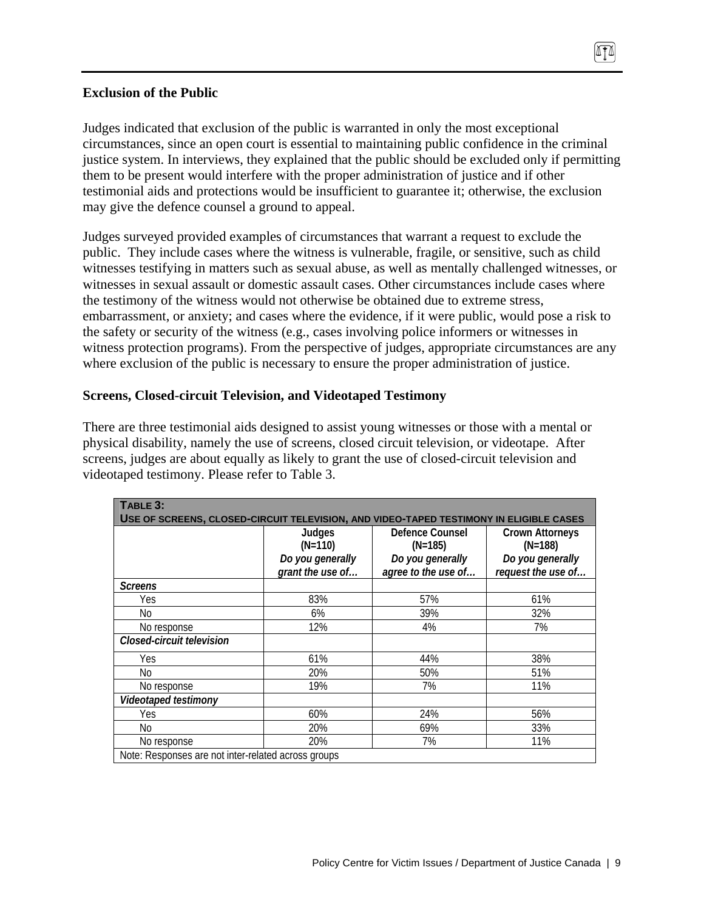### Exclusion of the Public

Judges indicated that exclusion of the public is warranted in only the most exceptional circumstances, since an open court is essential to maintaining public confidence in the criminal justice system. In interviews, they explained that the public should be excluded only if permitting them to be present would interfere with the proper administration of justice and if other testimonial aids and protections would be insufficient to guarantee it; otherwise, the exclusion may give the defence counsel a ground to appeal.

Judges surveyed provided examples of circumstances that warrant a request to exclude the public. They include cases where the witness is vulnerable, fragile, or sensitive, such as child witnesses testifying in matters such as sexual abuse, as well as mentally challenged witnesses, or witnesses in sexual assault or domestic assault cases. Other circumstances include cases where the testimony of the witness would not otherwise be obtained due to extreme stress, embarrassment, or anxiety; and cases where the evidence, if it were public, would pose a risk to the safety or security of the witness (e.g., cases involving police informers or witnesses in witness protection programs). From the perspective of judges, appropriate circumstances are any where exclusion of the public is necessary to ensure the proper administration of justice.

### Screens, Closed-circuit Television, and Videotaped Testimony

There are three testimonial aids designed to assist young witnesses or those with a mental or physical disability, namely the use of screens, closed circuit television, or videotape. After screens, judges are about equally as likely to grant the use of closed-circuit television and videotaped testimony. Please refer to Table 3.

**TABLE 3: USE OF SCREENS, CLOSED-CIRCUIT TELEVISION, AND VIDEO-TAPED TESTIMONY IN ELIGIBLE CASES**

| | Judges (N=110) *Do you generally grant the use of…* | Defence Counsel (N=185) *Do you generally agree to the use of…* | Crown Attorneys (N=188) *Do you generally request the use of…* |
|---|---|---|---|
| ***Screens*** | | | |
| Yes | 83% | 57% | 61% |
| No | 6% | 39% | 32% |
| No response | 12% | 4% | 7% |
| ***Closed-circuit television*** | | | |
| Yes | 61% | 44% | 38% |
| No | 20% | 50% | 51% |
| No response | 19% | 7% | 11% |
| ***Videotaped testimony*** | | | |
| Yes | 60% | 24% | 56% |
| No | 20% | 69% | 33% |
| No response | 20% | 7% | 11% |

Note: Responses are not inter-related across groups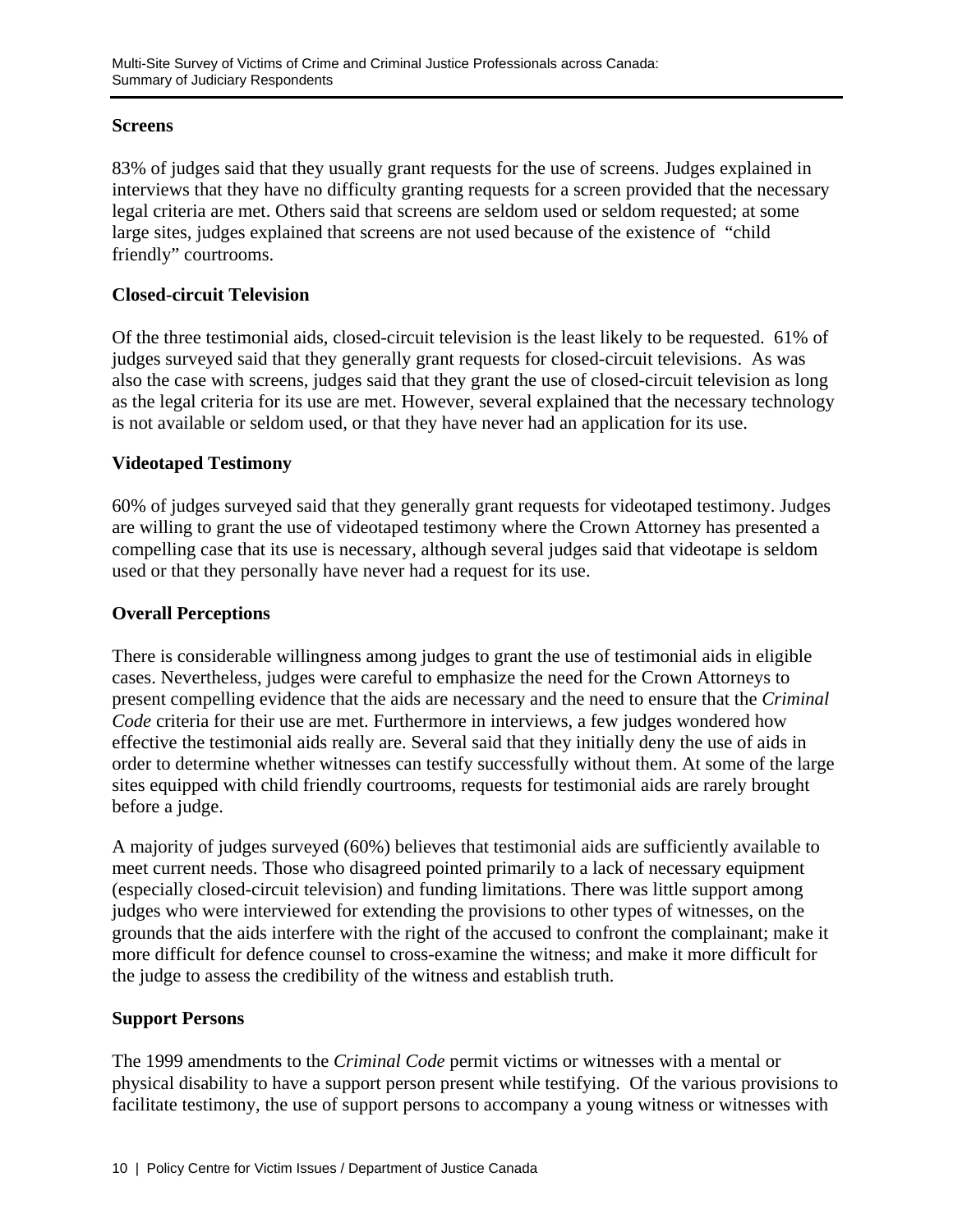### Screens

83% of judges said that they usually grant requests for the use of screens. Judges explained in interviews that they have no difficulty granting requests for a screen provided that the necessary legal criteria are met. Others said that screens are seldom used or seldom requested; at some large sites, judges explained that screens are not used because of the existence of "child friendly" courtrooms.

### Closed-circuit Television

Of the three testimonial aids, closed-circuit television is the least likely to be requested. 61% of judges surveyed said that they generally grant requests for closed-circuit televisions. As was also the case with screens, judges said that they grant the use of closed-circuit television as long as the legal criteria for its use are met. However, several explained that the necessary technology is not available or seldom used, or that they have never had an application for its use.

### Videotaped Testimony

60% of judges surveyed said that they generally grant requests for videotaped testimony. Judges are willing to grant the use of videotaped testimony where the Crown Attorney has presented a compelling case that its use is necessary, although several judges said that videotape is seldom used or that they personally have never had a request for its use.

### Overall Perceptions

There is considerable willingness among judges to grant the use of testimonial aids in eligible cases. Nevertheless, judges were careful to emphasize the need for the Crown Attorneys to present compelling evidence that the aids are necessary and the need to ensure that the *Criminal Code* criteria for their use are met. Furthermore in interviews, a few judges wondered how effective the testimonial aids really are. Several said that they initially deny the use of aids in order to determine whether witnesses can testify successfully without them. At some of the large sites equipped with child friendly courtrooms, requests for testimonial aids are rarely brought before a judge.

A majority of judges surveyed (60%) believes that testimonial aids are sufficiently available to meet current needs. Those who disagreed pointed primarily to a lack of necessary equipment (especially closed-circuit television) and funding limitations. There was little support among judges who were interviewed for extending the provisions to other types of witnesses, on the grounds that the aids interfere with the right of the accused to confront the complainant; make it more difficult for defence counsel to cross-examine the witness; and make it more difficult for the judge to assess the credibility of the witness and establish truth.

### Support Persons

The 1999 amendments to the *Criminal Code* permit victims or witnesses with a mental or physical disability to have a support person present while testifying. Of the various provisions to facilitate testimony, the use of support persons to accompany a young witness or witnesses with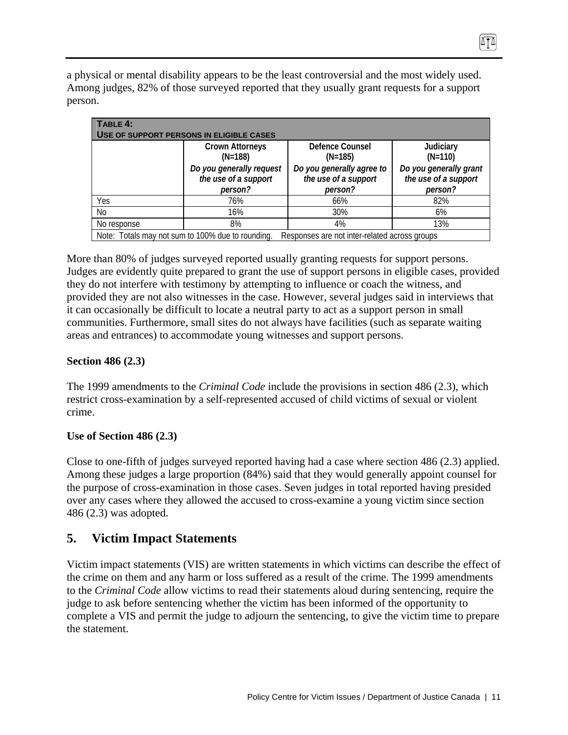a physical or mental disability appears to be the least controversial and the most widely used. Among judges, 82% of those surveyed reported that they usually grant requests for a support person.

**TABLE 4: USE OF SUPPORT PERSONS IN ELIGIBLE CASES**

| | Crown Attorneys (N=188) *Do you generally request the use of a support person?* | Defence Counsel (N=185) *Do you generally agree to the use of a support person?* | Judiciary (N=110) *Do you generally grant the use of a support person?* |
|---|---|---|---|
| Yes | 76% | 66% | 82% |
| No | 16% | 30% | 6% |
| No response | 8% | 4% | 13% |

Note: Totals may not sum to 100% due to rounding. Responses are not inter-related across groups

More than 80% of judges surveyed reported usually granting requests for support persons. Judges are evidently quite prepared to grant the use of support persons in eligible cases, provided they do not interfere with testimony by attempting to influence or coach the witness, and provided they are not also witnesses in the case. However, several judges said in interviews that it can occasionally be difficult to locate a neutral party to act as a support person in small communities. Furthermore, small sites do not always have facilities (such as separate waiting areas and entrances) to accommodate young witnesses and support persons.

### Section 486 (2.3)

The 1999 amendments to the *Criminal Code* include the provisions in section 486 (2.3), which restrict cross-examination by a self-represented accused of child victims of sexual or violent crime.

### Use of Section 486 (2.3)

Close to one-fifth of judges surveyed reported having had a case where section 486 (2.3) applied. Among these judges a large proportion (84%) said that they would generally appoint counsel for the purpose of cross-examination in those cases. Seven judges in total reported having presided over any cases where they allowed the accused to cross-examine a young victim since section 486 (2.3) was adopted.

## 5. Victim Impact Statements

Victim impact statements (VIS) are written statements in which victims can describe the effect of the crime on them and any harm or loss suffered as a result of the crime. The 1999 amendments to the *Criminal Code* allow victims to read their statements aloud during sentencing, require the judge to ask before sentencing whether the victim has been informed of the opportunity to complete a VIS and permit the judge to adjourn the sentencing, to give the victim time to prepare the statement.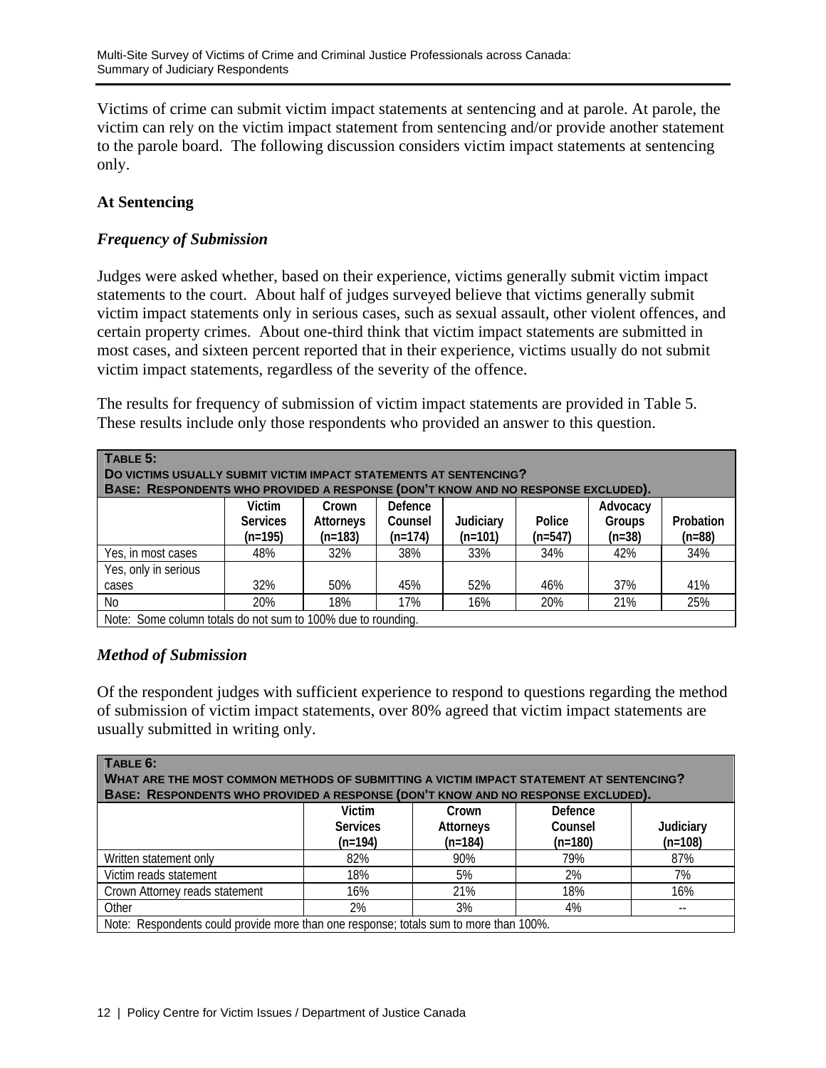Victims of crime can submit victim impact statements at sentencing and at parole. At parole, the victim can rely on the victim impact statement from sentencing and/or provide another statement to the parole board. The following discussion considers victim impact statements at sentencing only.

**At Sentencing**

***Frequency of Submission***

Judges were asked whether, based on their experience, victims generally submit victim impact statements to the court. About half of judges surveyed believe that victims generally submit victim impact statements only in serious cases, such as sexual assault, other violent offences, and certain property crimes. About one-third think that victim impact statements are submitted in most cases, and sixteen percent reported that in their experience, victims usually do not submit victim impact statements, regardless of the severity of the offence.

The results for frequency of submission of victim impact statements are provided in Table 5. These results include only those respondents who provided an answer to this question.

**TABLE 5:**
**DO VICTIMS USUALLY SUBMIT VICTIM IMPACT STATEMENTS AT SENTENCING?**
**BASE: RESPONDENTS WHO PROVIDED A RESPONSE (DON'T KNOW AND NO RESPONSE EXCLUDED).**

| | Victim Services (n=195) | Crown Attorneys (n=183) | Defence Counsel (n=174) | Judiciary (n=101) | Police (n=547) | Advocacy Groups (n=38) | Probation (n=88) |
|---|---|---|---|---|---|---|---|
| Yes, in most cases | 48% | 32% | 38% | 33% | 34% | 42% | 34% |
| Yes, only in serious cases | 32% | 50% | 45% | 52% | 46% | 37% | 41% |
| No | 20% | 18% | 17% | 16% | 20% | 21% | 25% |

Note: Some column totals do not sum to 100% due to rounding.

***Method of Submission***

Of the respondent judges with sufficient experience to respond to questions regarding the method of submission of victim impact statements, over 80% agreed that victim impact statements are usually submitted in writing only.

**TABLE 6:**
**WHAT ARE THE MOST COMMON METHODS OF SUBMITTING A VICTIM IMPACT STATEMENT AT SENTENCING?**
**BASE: RESPONDENTS WHO PROVIDED A RESPONSE (DON'T KNOW AND NO RESPONSE EXCLUDED).**

| | Victim Services (n=194) | Crown Attorneys (n=184) | Defence Counsel (n=180) | Judiciary (n=108) |
|---|---|---|---|---|
| Written statement only | 82% | 90% | 79% | 87% |
| Victim reads statement | 18% | 5% | 2% | 7% |
| Crown Attorney reads statement | 16% | 21% | 18% | 16% |
| Other | 2% | 3% | 4% | -- |

Note: Respondents could provide more than one response; totals sum to more than 100%.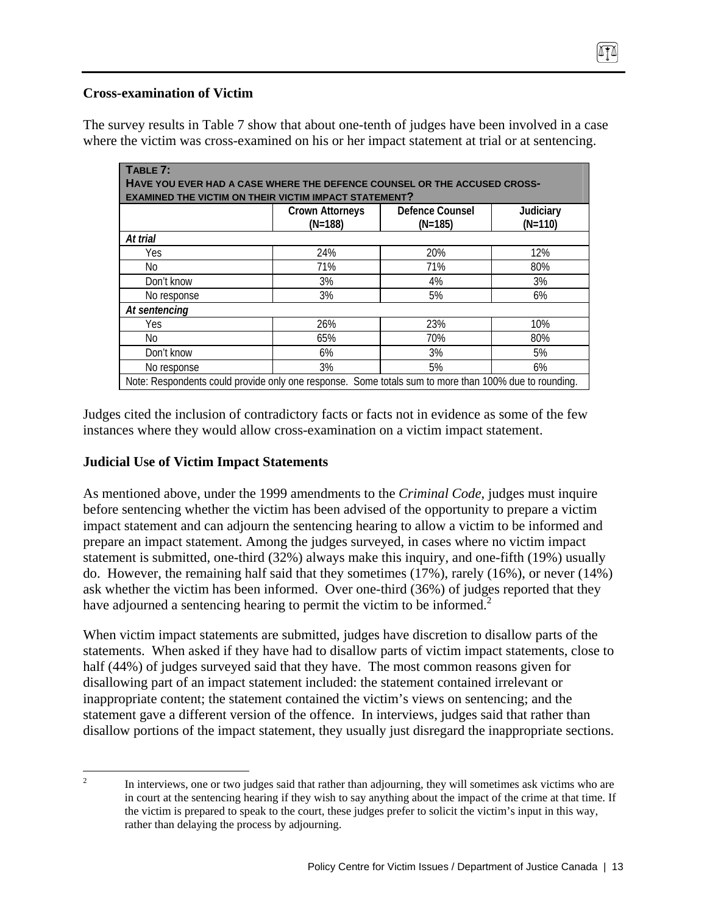### Cross-examination of Victim

The survey results in Table 7 show that about one-tenth of judges have been involved in a case where the victim was cross-examined on his or her impact statement at trial or at sentencing.

**TABLE 7: HAVE YOU EVER HAD A CASE WHERE THE DEFENCE COUNSEL OR THE ACCUSED CROSS-EXAMINED THE VICTIM ON THEIR VICTIM IMPACT STATEMENT?**

| | Crown Attorneys (N=188) | Defence Counsel (N=185) | Judiciary (N=110) |
|---|---|---|---|
| *At trial* | | | |
| Yes | 24% | 20% | 12% |
| No | 71% | 71% | 80% |
| Don't know | 3% | 4% | 3% |
| No response | 3% | 5% | 6% |
| *At sentencing* | | | |
| Yes | 26% | 23% | 10% |
| No | 65% | 70% | 80% |
| Don't know | 6% | 3% | 5% |
| No response | 3% | 5% | 6% |
| Note: Respondents could provide only one response. Some totals sum to more than 100% due to rounding. | | | |

Judges cited the inclusion of contradictory facts or facts not in evidence as some of the few instances where they would allow cross-examination on a victim impact statement.

### Judicial Use of Victim Impact Statements

As mentioned above, under the 1999 amendments to the *Criminal Code*, judges must inquire before sentencing whether the victim has been advised of the opportunity to prepare a victim impact statement and can adjourn the sentencing hearing to allow a victim to be informed and prepare an impact statement. Among the judges surveyed, in cases where no victim impact statement is submitted, one-third (32%) always make this inquiry, and one-fifth (19%) usually do. However, the remaining half said that they sometimes (17%), rarely (16%), or never (14%) ask whether the victim has been informed. Over one-third (36%) of judges reported that they have adjourned a sentencing hearing to permit the victim to be informed.[2]

When victim impact statements are submitted, judges have discretion to disallow parts of the statements. When asked if they have had to disallow parts of victim impact statements, close to half (44%) of judges surveyed said that they have. The most common reasons given for disallowing part of an impact statement included: the statement contained irrelevant or inappropriate content; the statement contained the victim's views on sentencing; and the statement gave a different version of the offence. In interviews, judges said that rather than disallow portions of the impact statement, they usually just disregard the inappropriate sections.

[2] In interviews, one or two judges said that rather than adjourning, they will sometimes ask victims who are in court at the sentencing hearing if they wish to say anything about the impact of the crime at that time. If the victim is prepared to speak to the court, these judges prefer to solicit the victim's input in this way, rather than delaying the process by adjourning.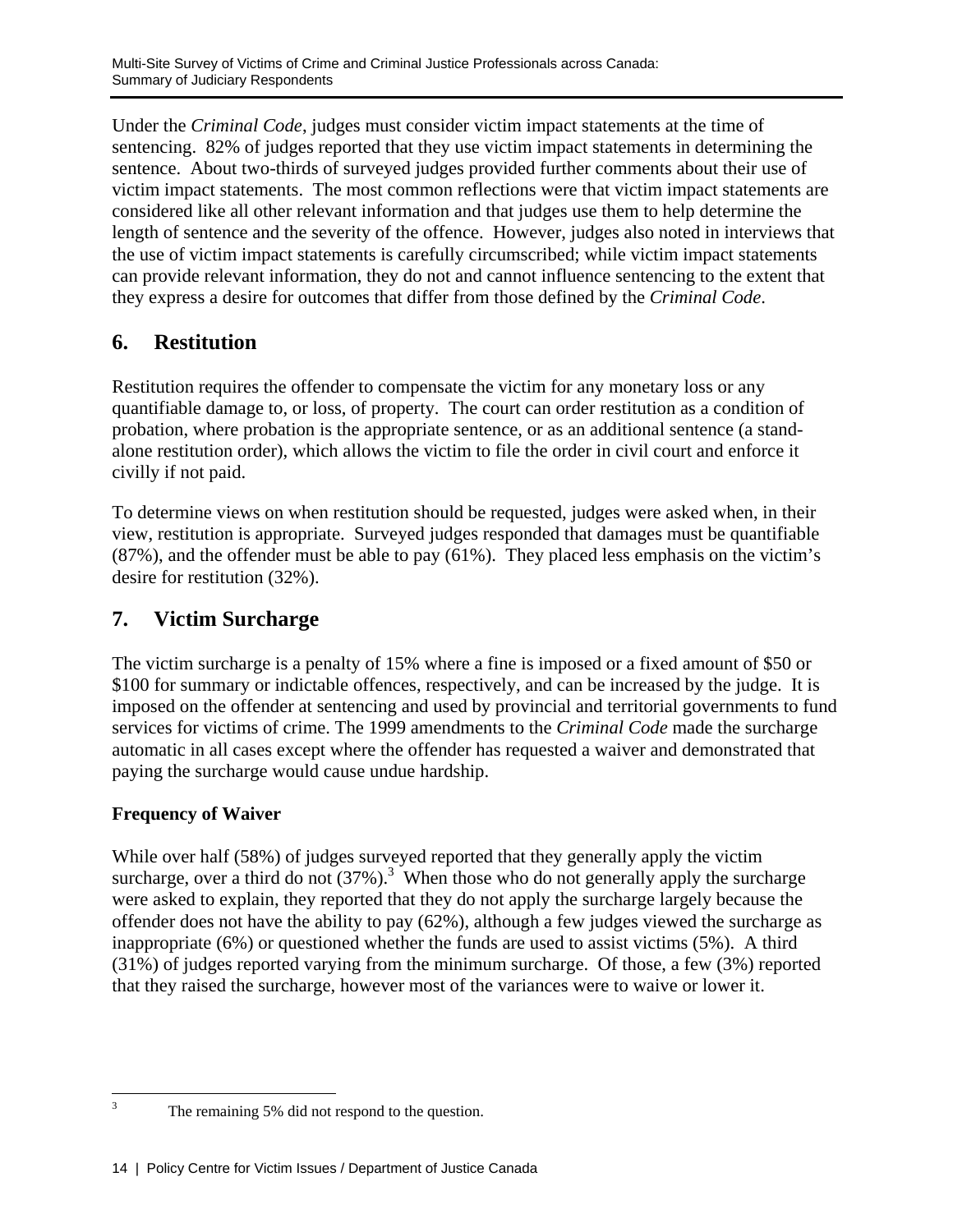Under the *Criminal Code*, judges must consider victim impact statements at the time of sentencing. 82% of judges reported that they use victim impact statements in determining the sentence. About two-thirds of surveyed judges provided further comments about their use of victim impact statements. The most common reflections were that victim impact statements are considered like all other relevant information and that judges use them to help determine the length of sentence and the severity of the offence. However, judges also noted in interviews that the use of victim impact statements is carefully circumscribed; while victim impact statements can provide relevant information, they do not and cannot influence sentencing to the extent that they express a desire for outcomes that differ from those defined by the *Criminal Code*.

## 6. Restitution

Restitution requires the offender to compensate the victim for any monetary loss or any quantifiable damage to, or loss, of property. The court can order restitution as a condition of probation, where probation is the appropriate sentence, or as an additional sentence (a stand-alone restitution order), which allows the victim to file the order in civil court and enforce it civilly if not paid.

To determine views on when restitution should be requested, judges were asked when, in their view, restitution is appropriate. Surveyed judges responded that damages must be quantifiable (87%), and the offender must be able to pay (61%). They placed less emphasis on the victim's desire for restitution (32%).

## 7. Victim Surcharge

The victim surcharge is a penalty of 15% where a fine is imposed or a fixed amount of $50 or $100 for summary or indictable offences, respectively, and can be increased by the judge. It is imposed on the offender at sentencing and used by provincial and territorial governments to fund services for victims of crime. The 1999 amendments to the *Criminal Code* made the surcharge automatic in all cases except where the offender has requested a waiver and demonstrated that paying the surcharge would cause undue hardship.

### Frequency of Waiver

While over half (58%) of judges surveyed reported that they generally apply the victim surcharge, over a third do not (37%).[3] When those who do not generally apply the surcharge were asked to explain, they reported that they do not apply the surcharge largely because the offender does not have the ability to pay (62%), although a few judges viewed the surcharge as inappropriate (6%) or questioned whether the funds are used to assist victims (5%). A third (31%) of judges reported varying from the minimum surcharge. Of those, a few (3%) reported that they raised the surcharge, however most of the variances were to waive or lower it.

---

[3] The remaining 5% did not respond to the question.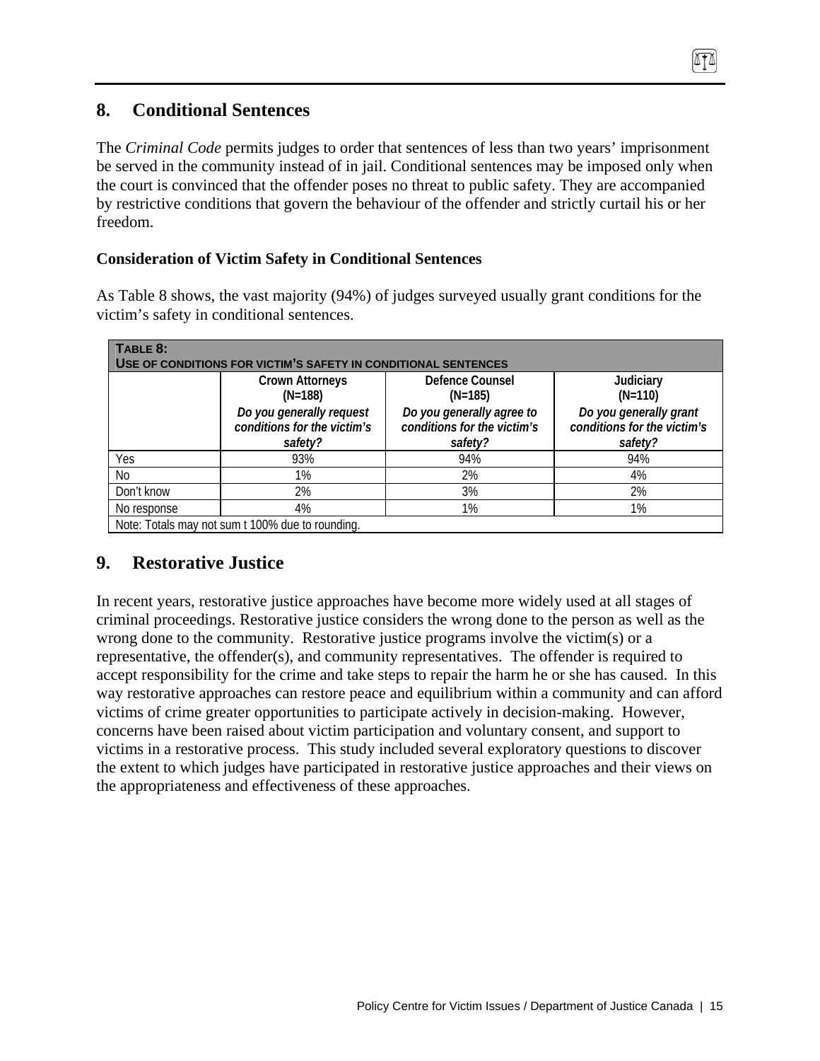## 8. Conditional Sentences

The *Criminal Code* permits judges to order that sentences of less than two years' imprisonment be served in the community instead of in jail. Conditional sentences may be imposed only when the court is convinced that the offender poses no threat to public safety. They are accompanied by restrictive conditions that govern the behaviour of the offender and strictly curtail his or her freedom.

### Consideration of Victim Safety in Conditional Sentences

As Table 8 shows, the vast majority (94%) of judges surveyed usually grant conditions for the victim's safety in conditional sentences.

**TABLE 8: USE OF CONDITIONS FOR VICTIM'S SAFETY IN CONDITIONAL SENTENCES**

| | Crown Attorneys (N=188) *Do you generally request conditions for the victim's safety?* | Defence Counsel (N=185) *Do you generally agree to conditions for the victim's safety?* | Judiciary (N=110) *Do you generally grant conditions for the victim's safety?* |
|---|---|---|---|
| Yes | 93% | 94% | 94% |
| No | 1% | 2% | 4% |
| Don't know | 2% | 3% | 2% |
| No response | 4% | 1% | 1% |

Note: Totals may not sum t 100% due to rounding.

## 9. Restorative Justice

In recent years, restorative justice approaches have become more widely used at all stages of criminal proceedings. Restorative justice considers the wrong done to the person as well as the wrong done to the community. Restorative justice programs involve the victim(s) or a representative, the offender(s), and community representatives. The offender is required to accept responsibility for the crime and take steps to repair the harm he or she has caused. In this way restorative approaches can restore peace and equilibrium within a community and can afford victims of crime greater opportunities to participate actively in decision-making. However, concerns have been raised about victim participation and voluntary consent, and support to victims in a restorative process. This study included several exploratory questions to discover the extent to which judges have participated in restorative justice approaches and their views on the appropriateness and effectiveness of these approaches.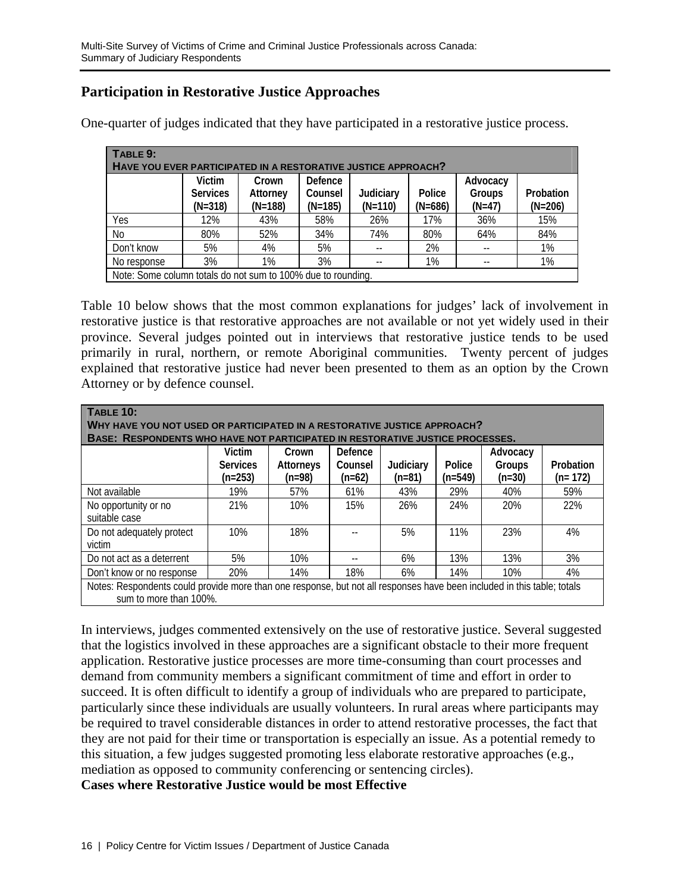## Participation in Restorative Justice Approaches

One-quarter of judges indicated that they have participated in a restorative justice process.

**TABLE 9: HAVE YOU EVER PARTICIPATED IN A RESTORATIVE JUSTICE APPROACH?**

| | Victim Services (N=318) | Crown Attorney (N=188) | Defence Counsel (N=185) | Judiciary (N=110) | Police (N=686) | Advocacy Groups (N=47) | Probation (N=206) |
|---|---|---|---|---|---|---|---|
| Yes | 12% | 43% | 58% | 26% | 17% | 36% | 15% |
| No | 80% | 52% | 34% | 74% | 80% | 64% | 84% |
| Don't know | 5% | 4% | 5% | -- | 2% | -- | 1% |
| No response | 3% | 1% | 3% | -- | 1% | -- | 1% |

Note: Some column totals do not sum to 100% due to rounding.

Table 10 below shows that the most common explanations for judges' lack of involvement in restorative justice is that restorative approaches are not available or not yet widely used in their province. Several judges pointed out in interviews that restorative justice tends to be used primarily in rural, northern, or remote Aboriginal communities. Twenty percent of judges explained that restorative justice had never been presented to them as an option by the Crown Attorney or by defence counsel.

**TABLE 10: WHY HAVE YOU NOT USED OR PARTICIPATED IN A RESTORATIVE JUSTICE APPROACH? BASE: RESPONDENTS WHO HAVE NOT PARTICIPATED IN RESTORATIVE JUSTICE PROCESSES.**

| | Victim Services (n=253) | Crown Attorneys (n=98) | Defence Counsel (n=62) | Judiciary (n=81) | Police (n=549) | Advocacy Groups (n=30) | Probation (n= 172) |
|---|---|---|---|---|---|---|---|
| Not available | 19% | 57% | 61% | 43% | 29% | 40% | 59% |
| No opportunity or no suitable case | 21% | 10% | 15% | 26% | 24% | 20% | 22% |
| Do not adequately protect victim | 10% | 18% | -- | 5% | 11% | 23% | 4% |
| Do not act as a deterrent | 5% | 10% | -- | 6% | 13% | 13% | 3% |
| Don't know or no response | 20% | 14% | 18% | 6% | 14% | 10% | 4% |

Notes: Respondents could provide more than one response, but not all responses have been included in this table; totals sum to more than 100%.

In interviews, judges commented extensively on the use of restorative justice. Several suggested that the logistics involved in these approaches are a significant obstacle to their more frequent application. Restorative justice processes are more time-consuming than court processes and demand from community members a significant commitment of time and effort in order to succeed. It is often difficult to identify a group of individuals who are prepared to participate, particularly since these individuals are usually volunteers. In rural areas where participants may be required to travel considerable distances in order to attend restorative processes, the fact that they are not paid for their time or transportation is especially an issue. As a potential remedy to this situation, a few judges suggested promoting less elaborate restorative approaches (e.g., mediation as opposed to community conferencing or sentencing circles).

**Cases where Restorative Justice would be most Effective**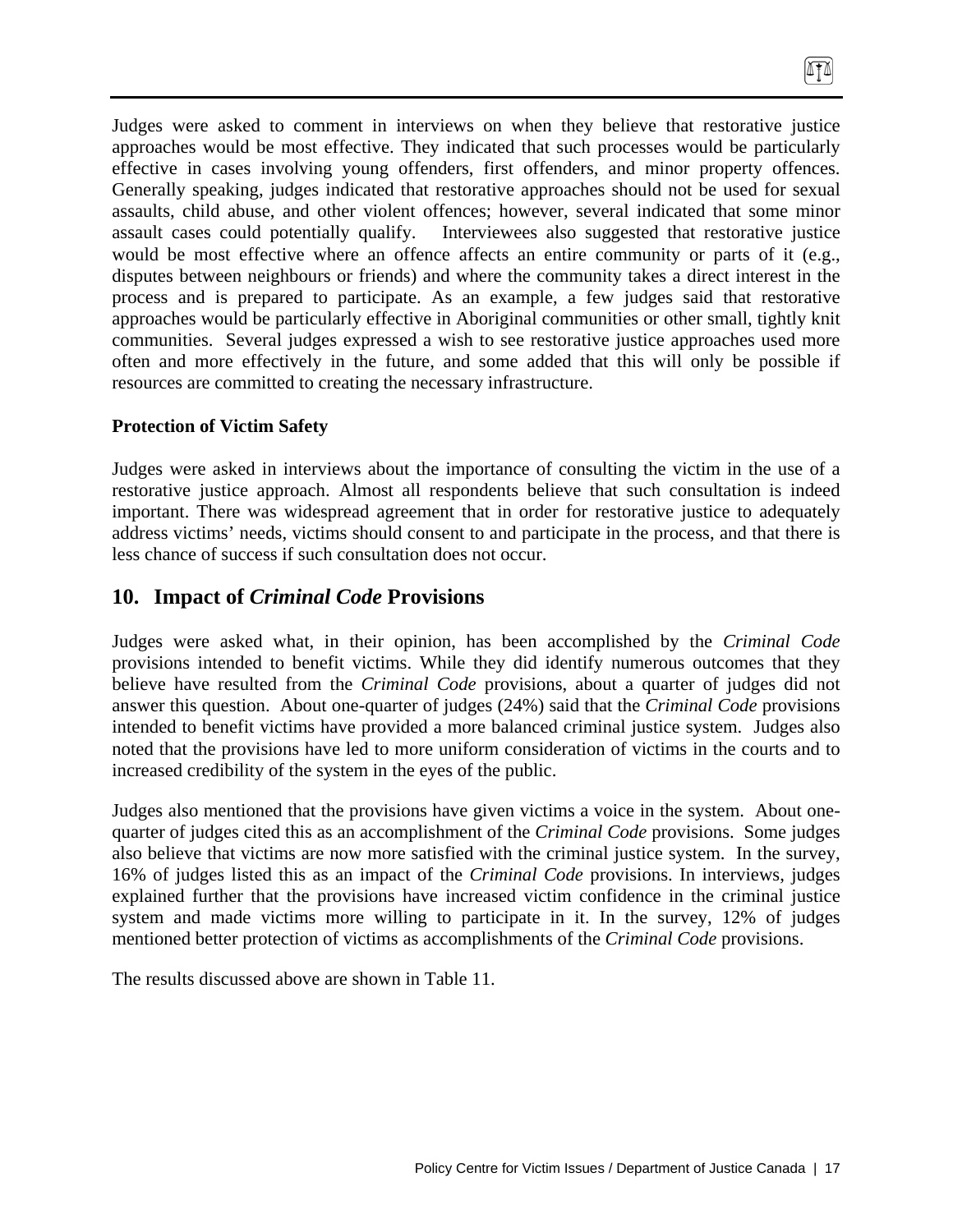Judges were asked to comment in interviews on when they believe that restorative justice approaches would be most effective. They indicated that such processes would be particularly effective in cases involving young offenders, first offenders, and minor property offences. Generally speaking, judges indicated that restorative approaches should not be used for sexual assaults, child abuse, and other violent offences; however, several indicated that some minor assault cases could potentially qualify. Interviewees also suggested that restorative justice would be most effective where an offence affects an entire community or parts of it (e.g., disputes between neighbours or friends) and where the community takes a direct interest in the process and is prepared to participate. As an example, a few judges said that restorative approaches would be particularly effective in Aboriginal communities or other small, tightly knit communities. Several judges expressed a wish to see restorative justice approaches used more often and more effectively in the future, and some added that this will only be possible if resources are committed to creating the necessary infrastructure.

**Protection of Victim Safety**

Judges were asked in interviews about the importance of consulting the victim in the use of a restorative justice approach. Almost all respondents believe that such consultation is indeed important. There was widespread agreement that in order for restorative justice to adequately address victims' needs, victims should consent to and participate in the process, and that there is less chance of success if such consultation does not occur.

## 10. Impact of *Criminal Code* Provisions

Judges were asked what, in their opinion, has been accomplished by the *Criminal Code* provisions intended to benefit victims. While they did identify numerous outcomes that they believe have resulted from the *Criminal Code* provisions, about a quarter of judges did not answer this question. About one-quarter of judges (24%) said that the *Criminal Code* provisions intended to benefit victims have provided a more balanced criminal justice system. Judges also noted that the provisions have led to more uniform consideration of victims in the courts and to increased credibility of the system in the eyes of the public.

Judges also mentioned that the provisions have given victims a voice in the system. About one-quarter of judges cited this as an accomplishment of the *Criminal Code* provisions. Some judges also believe that victims are now more satisfied with the criminal justice system. In the survey, 16% of judges listed this as an impact of the *Criminal Code* provisions. In interviews, judges explained further that the provisions have increased victim confidence in the criminal justice system and made victims more willing to participate in it. In the survey, 12% of judges mentioned better protection of victims as accomplishments of the *Criminal Code* provisions.

The results discussed above are shown in Table 11.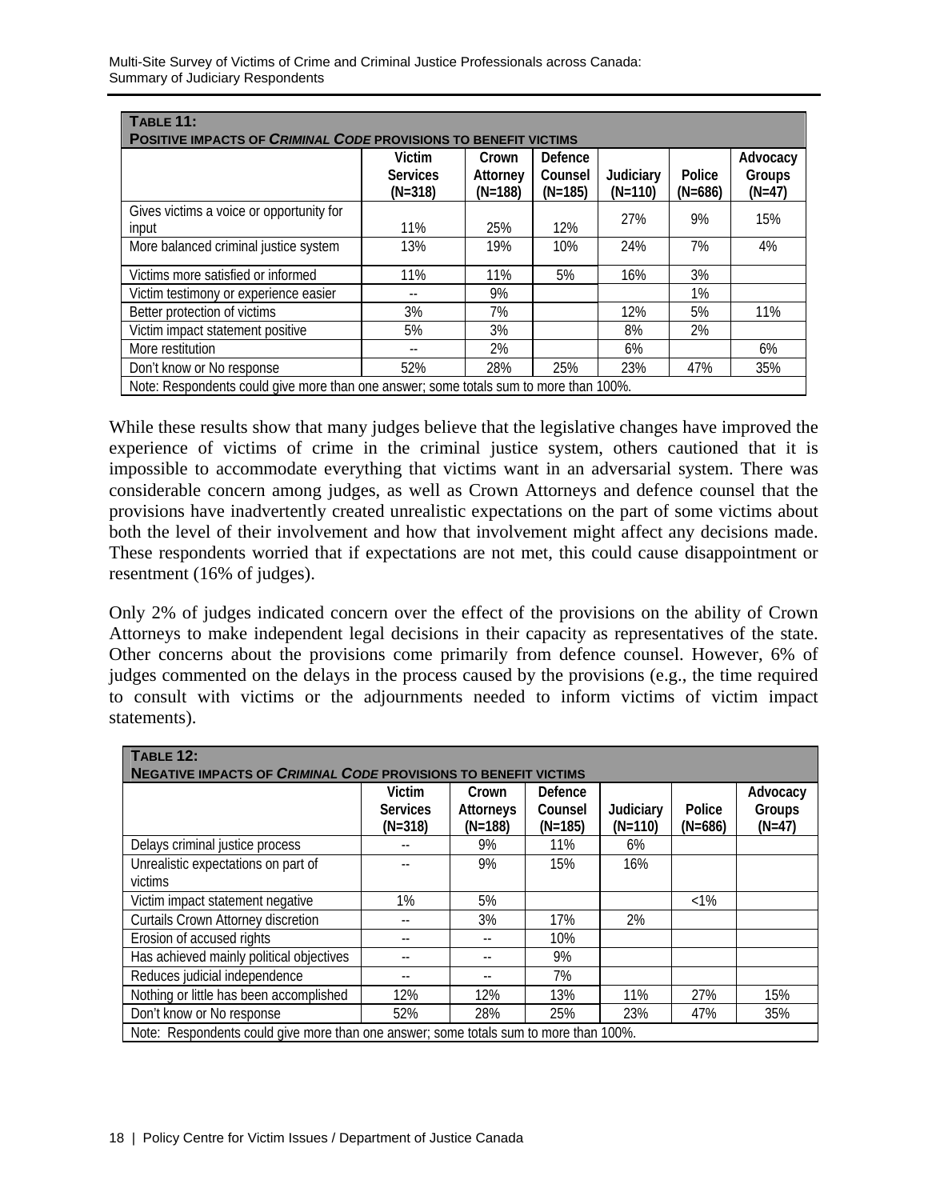| **TABLE 11: POSITIVE IMPACTS OF *CRIMINAL CODE* PROVISIONS TO BENEFIT VICTIMS** | | | | | | |
|---|---|---|---|---|---|---|
| | Victim Services (N=318) | Crown Attorney (N=188) | Defence Counsel (N=185) | Judiciary (N=110) | Police (N=686) | Advocacy Groups (N=47) |
| Gives victims a voice or opportunity for input | 11% | 25% | 12% | 27% | 9% | 15% |
| More balanced criminal justice system | 13% | 19% | 10% | 24% | 7% | 4% |
| Victims more satisfied or informed | 11% | 11% | 5% | 16% | 3% | |
| Victim testimony or experience easier | -- | 9% | | | 1% | |
| Better protection of victims | 3% | 7% | | 12% | 5% | 11% |
| Victim impact statement positive | 5% | 3% | | 8% | 2% | |
| More restitution | -- | 2% | | 6% | | 6% |
| Don't know or No response | 52% | 28% | 25% | 23% | 47% | 35% |
| Note: Respondents could give more than one answer; some totals sum to more than 100%. | | | | | | |

While these results show that many judges believe that the legislative changes have improved the experience of victims of crime in the criminal justice system, others cautioned that it is impossible to accommodate everything that victims want in an adversarial system. There was considerable concern among judges, as well as Crown Attorneys and defence counsel that the provisions have inadvertently created unrealistic expectations on the part of some victims about both the level of their involvement and how that involvement might affect any decisions made. These respondents worried that if expectations are not met, this could cause disappointment or resentment (16% of judges).

Only 2% of judges indicated concern over the effect of the provisions on the ability of Crown Attorneys to make independent legal decisions in their capacity as representatives of the state. Other concerns about the provisions come primarily from defence counsel. However, 6% of judges commented on the delays in the process caused by the provisions (e.g., the time required to consult with victims or the adjournments needed to inform victims of victim impact statements).

| **TABLE 12: NEGATIVE IMPACTS OF *CRIMINAL CODE* PROVISIONS TO BENEFIT VICTIMS** | | | | | | |
|---|---|---|---|---|---|---|
| | Victim Services (N=318) | Crown Attorneys (N=188) | Defence Counsel (N=185) | Judiciary (N=110) | Police (N=686) | Advocacy Groups (N=47) |
| Delays criminal justice process | -- | 9% | 11% | 6% | | |
| Unrealistic expectations on part of victims | -- | 9% | 15% | 16% | | |
| Victim impact statement negative | 1% | 5% | | | <1% | |
| Curtails Crown Attorney discretion | -- | 3% | 17% | 2% | | |
| Erosion of accused rights | -- | -- | 10% | | | |
| Has achieved mainly political objectives | -- | -- | 9% | | | |
| Reduces judicial independence | -- | -- | 7% | | | |
| Nothing or little has been accomplished | 12% | 12% | 13% | 11% | 27% | 15% |
| Don't know or No response | 52% | 28% | 25% | 23% | 47% | 35% |
| Note: Respondents could give more than one answer; some totals sum to more than 100%. | | | | | | |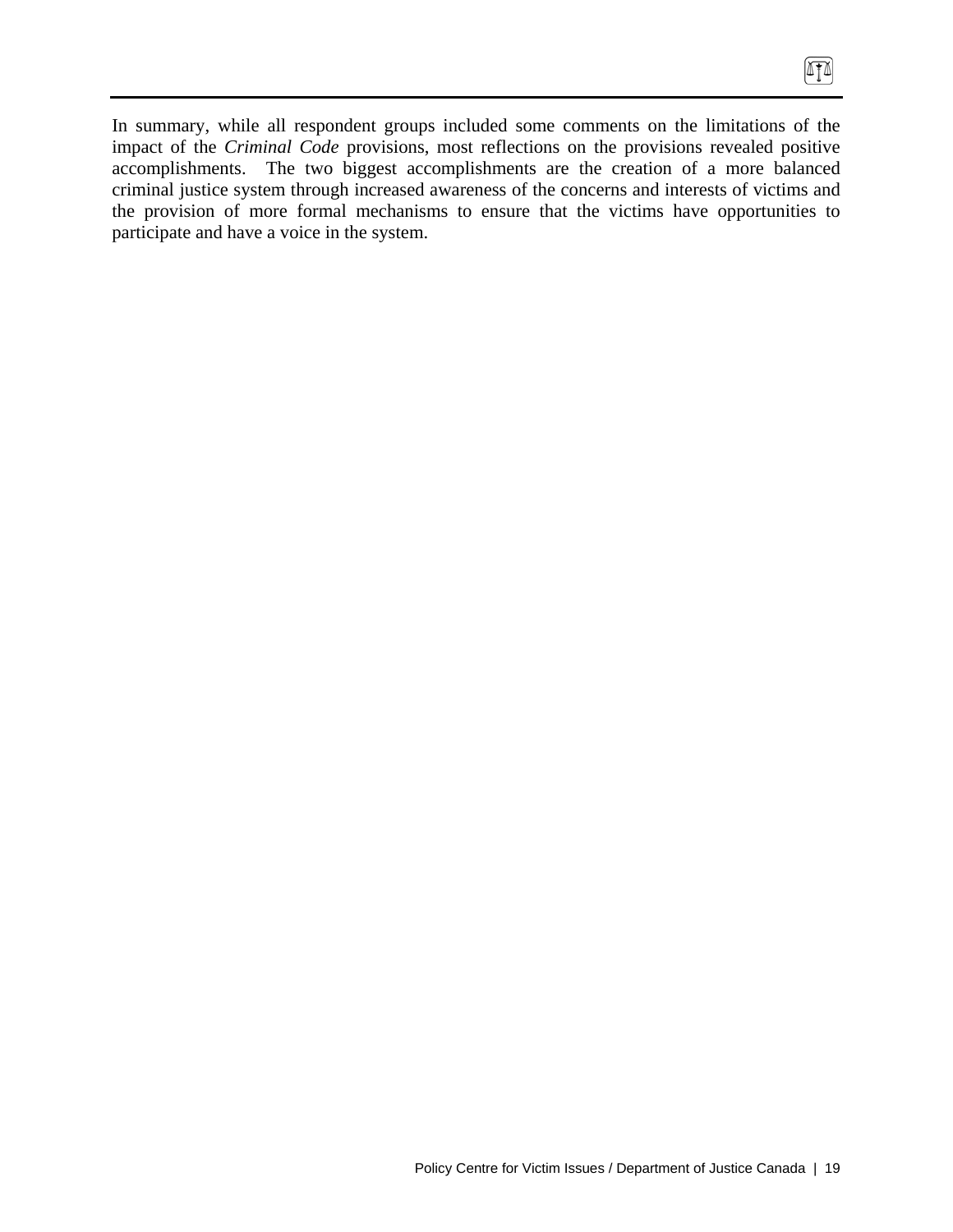In summary, while all respondent groups included some comments on the limitations of the impact of the *Criminal Code* provisions, most reflections on the provisions revealed positive accomplishments. The two biggest accomplishments are the creation of a more balanced criminal justice system through increased awareness of the concerns and interests of victims and the provision of more formal mechanisms to ensure that the victims have opportunities to participate and have a voice in the system.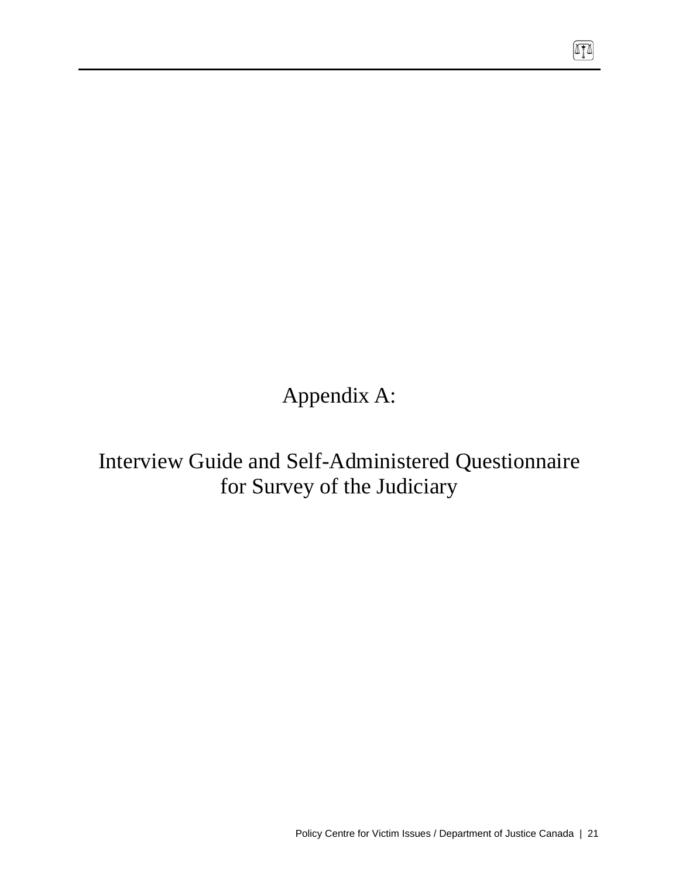# Appendix A:

# Interview Guide and Self-Administered Questionnaire for Survey of the Judiciary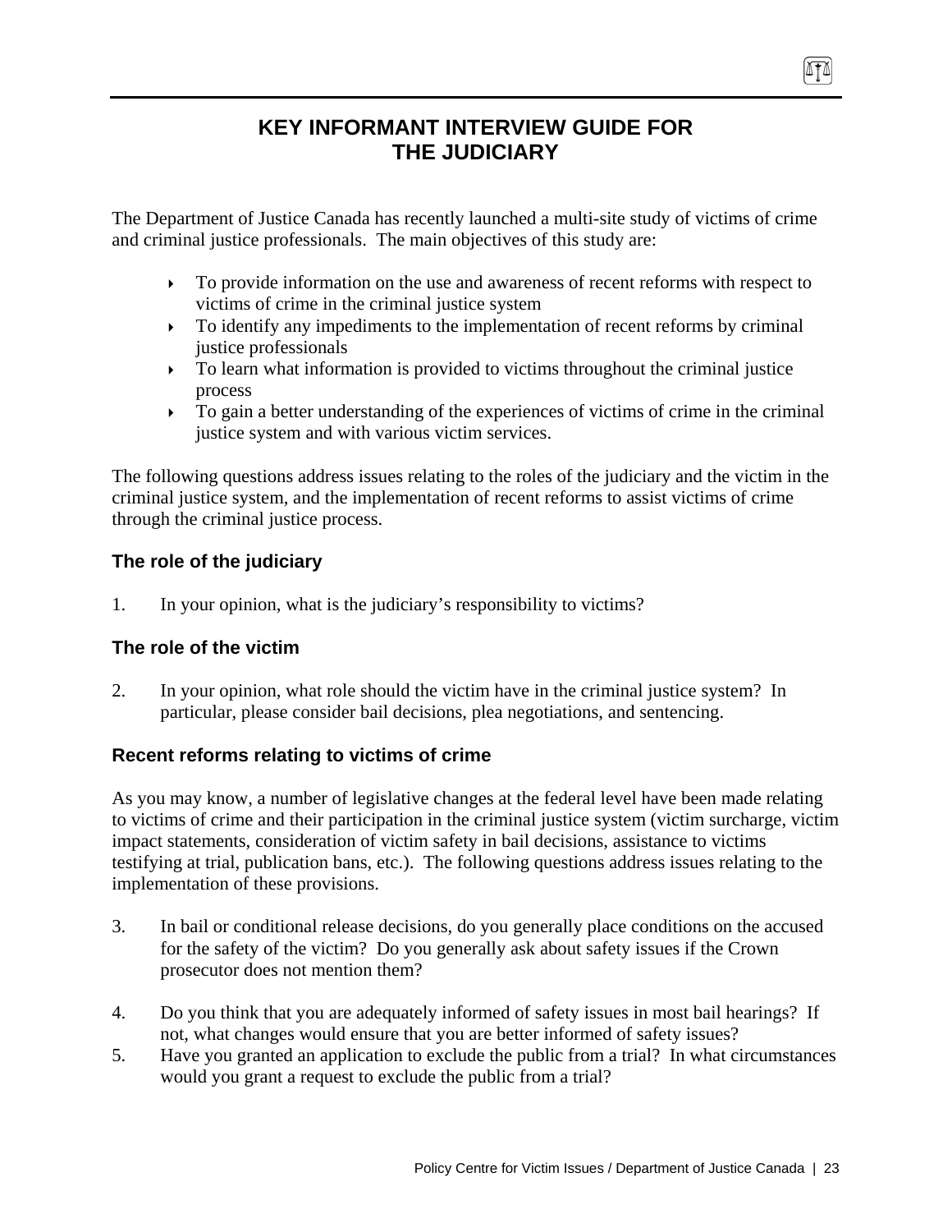# KEY INFORMANT INTERVIEW GUIDE FOR THE JUDICIARY

The Department of Justice Canada has recently launched a multi-site study of victims of crime and criminal justice professionals. The main objectives of this study are:

- To provide information on the use and awareness of recent reforms with respect to victims of crime in the criminal justice system
- To identify any impediments to the implementation of recent reforms by criminal justice professionals
- To learn what information is provided to victims throughout the criminal justice process
- To gain a better understanding of the experiences of victims of crime in the criminal justice system and with various victim services.

The following questions address issues relating to the roles of the judiciary and the victim in the criminal justice system, and the implementation of recent reforms to assist victims of crime through the criminal justice process.

### The role of the judiciary

1. In your opinion, what is the judiciary's responsibility to victims?

### The role of the victim

2. In your opinion, what role should the victim have in the criminal justice system? In particular, please consider bail decisions, plea negotiations, and sentencing.

### Recent reforms relating to victims of crime

As you may know, a number of legislative changes at the federal level have been made relating to victims of crime and their participation in the criminal justice system (victim surcharge, victim impact statements, consideration of victim safety in bail decisions, assistance to victims testifying at trial, publication bans, etc.). The following questions address issues relating to the implementation of these provisions.

3. In bail or conditional release decisions, do you generally place conditions on the accused for the safety of the victim? Do you generally ask about safety issues if the Crown prosecutor does not mention them?

4. Do you think that you are adequately informed of safety issues in most bail hearings? If not, what changes would ensure that you are better informed of safety issues?

5. Have you granted an application to exclude the public from a trial? In what circumstances would you grant a request to exclude the public from a trial?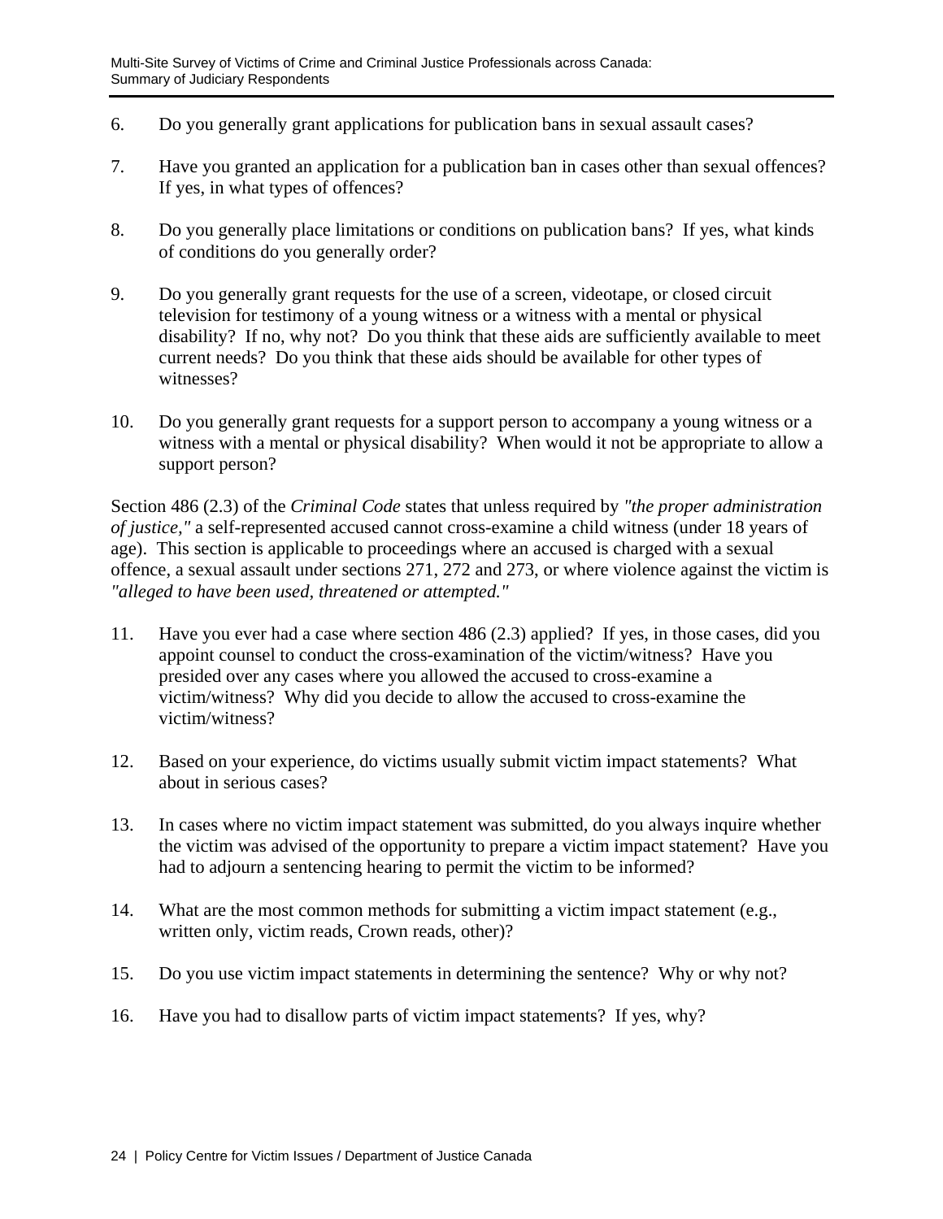6. Do you generally grant applications for publication bans in sexual assault cases?

7. Have you granted an application for a publication ban in cases other than sexual offences? If yes, in what types of offences?

8. Do you generally place limitations or conditions on publication bans? If yes, what kinds of conditions do you generally order?

9. Do you generally grant requests for the use of a screen, videotape, or closed circuit television for testimony of a young witness or a witness with a mental or physical disability? If no, why not? Do you think that these aids are sufficiently available to meet current needs? Do you think that these aids should be available for other types of witnesses?

10. Do you generally grant requests for a support person to accompany a young witness or a witness with a mental or physical disability? When would it not be appropriate to allow a support person?

Section 486 (2.3) of the *Criminal Code* states that unless required by *"the proper administration of justice,"* a self-represented accused cannot cross-examine a child witness (under 18 years of age). This section is applicable to proceedings where an accused is charged with a sexual offence, a sexual assault under sections 271, 272 and 273, or where violence against the victim is *"alleged to have been used, threatened or attempted."*

11. Have you ever had a case where section 486 (2.3) applied? If yes, in those cases, did you appoint counsel to conduct the cross-examination of the victim/witness? Have you presided over any cases where you allowed the accused to cross-examine a victim/witness? Why did you decide to allow the accused to cross-examine the victim/witness?

12. Based on your experience, do victims usually submit victim impact statements? What about in serious cases?

13. In cases where no victim impact statement was submitted, do you always inquire whether the victim was advised of the opportunity to prepare a victim impact statement? Have you had to adjourn a sentencing hearing to permit the victim to be informed?

14. What are the most common methods for submitting a victim impact statement (e.g., written only, victim reads, Crown reads, other)?

15. Do you use victim impact statements in determining the sentence? Why or why not?

16. Have you had to disallow parts of victim impact statements? If yes, why?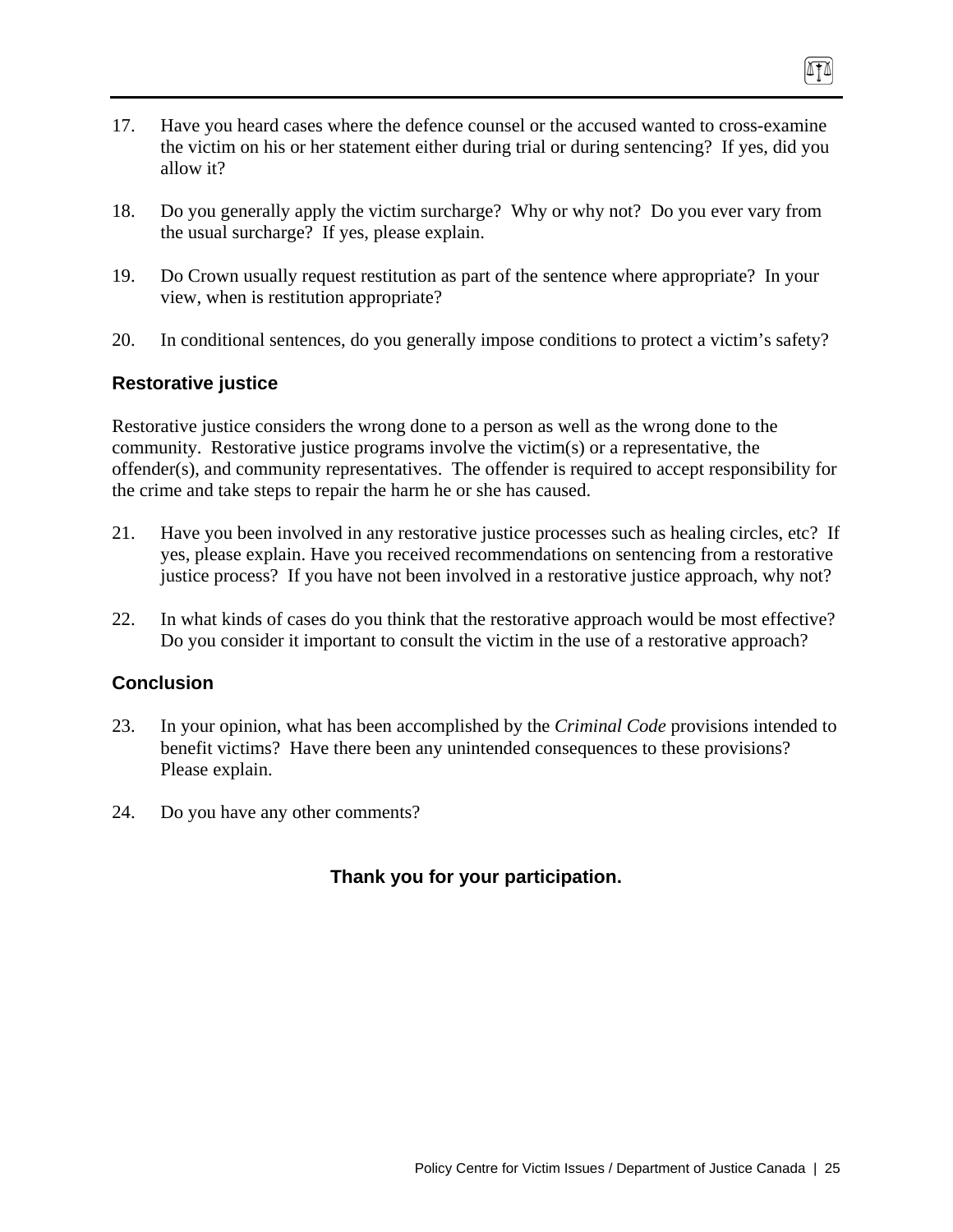17. Have you heard cases where the defence counsel or the accused wanted to cross-examine the victim on his or her statement either during trial or during sentencing? If yes, did you allow it?

18. Do you generally apply the victim surcharge? Why or why not? Do you ever vary from the usual surcharge? If yes, please explain.

19. Do Crown usually request restitution as part of the sentence where appropriate? In your view, when is restitution appropriate?

20. In conditional sentences, do you generally impose conditions to protect a victim's safety?

### Restorative justice

Restorative justice considers the wrong done to a person as well as the wrong done to the community. Restorative justice programs involve the victim(s) or a representative, the offender(s), and community representatives. The offender is required to accept responsibility for the crime and take steps to repair the harm he or she has caused.

21. Have you been involved in any restorative justice processes such as healing circles, etc? If yes, please explain. Have you received recommendations on sentencing from a restorative justice process? If you have not been involved in a restorative justice approach, why not?

22. In what kinds of cases do you think that the restorative approach would be most effective? Do you consider it important to consult the victim in the use of a restorative approach?

### Conclusion

23. In your opinion, what has been accomplished by the *Criminal Code* provisions intended to benefit victims? Have there been any unintended consequences to these provisions? Please explain.

24. Do you have any other comments?

**Thank you for your participation.**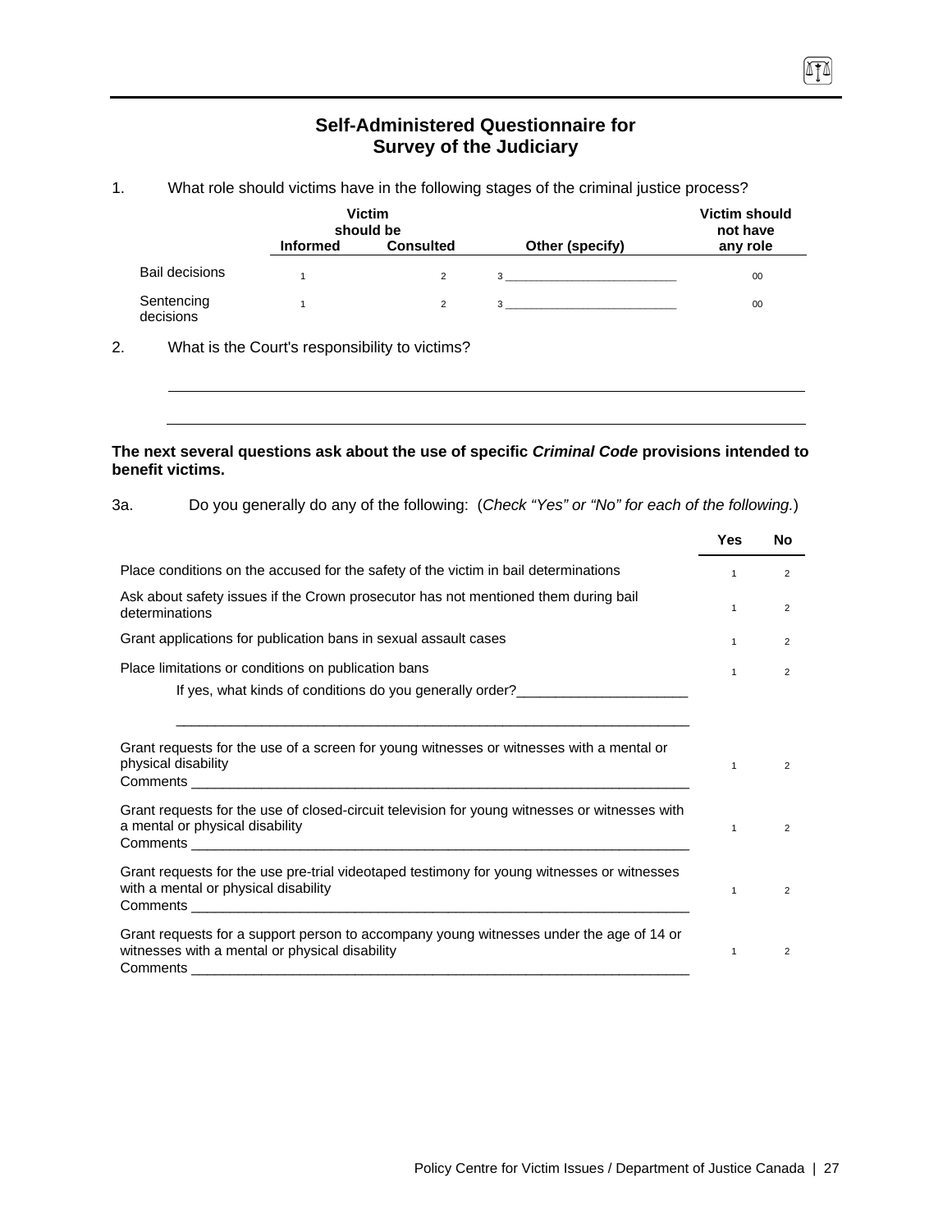## Self-Administered Questionnaire for Survey of the Judiciary

1. What role should victims have in the following stages of the criminal justice process?

| | Victim should be Informed | Victim should be Consulted | Other (specify) | Victim should not have any role |
|---|---|---|---|---|
| Bail decisions | 1 | 2 | 3 __________________________ | 00 |
| Sentencing decisions | 1 | 2 | 3 __________________________ | 00 |

2. What is the Court's responsibility to victims?

________________________________________________________________________

________________________________________________________________________

**The next several questions ask about the use of specific *Criminal Code* provisions intended to benefit victims.**

3a. Do you generally do any of the following: (*Check "Yes" or "No" for each of the following.*)

| | Yes | No |
|---|---|---|
| Place conditions on the accused for the safety of the victim in bail determinations | 1 | 2 |
| Ask about safety issues if the Crown prosecutor has not mentioned them during bail determinations | 1 | 2 |
| Grant applications for publication bans in sexual assault cases | 1 | 2 |
| Place limitations or conditions on publication bans<br>If yes, what kinds of conditions do you generally order?______________________<br>__________________________________________________________________ | 1 | 2 |
| Grant requests for the use of a screen for young witnesses or witnesses with a mental or physical disability<br>Comments ____________________________________________________________ | 1 | 2 |
| Grant requests for the use of closed-circuit television for young witnesses or witnesses with a mental or physical disability<br>Comments ____________________________________________________________ | 1 | 2 |
| Grant requests for the use pre-trial videotaped testimony for young witnesses or witnesses with a mental or physical disability<br>Comments ____________________________________________________________ | 1 | 2 |
| Grant requests for a support person to accompany young witnesses under the age of 14 or witnesses with a mental or physical disability<br>Comments ____________________________________________________________ | 1 | 2 |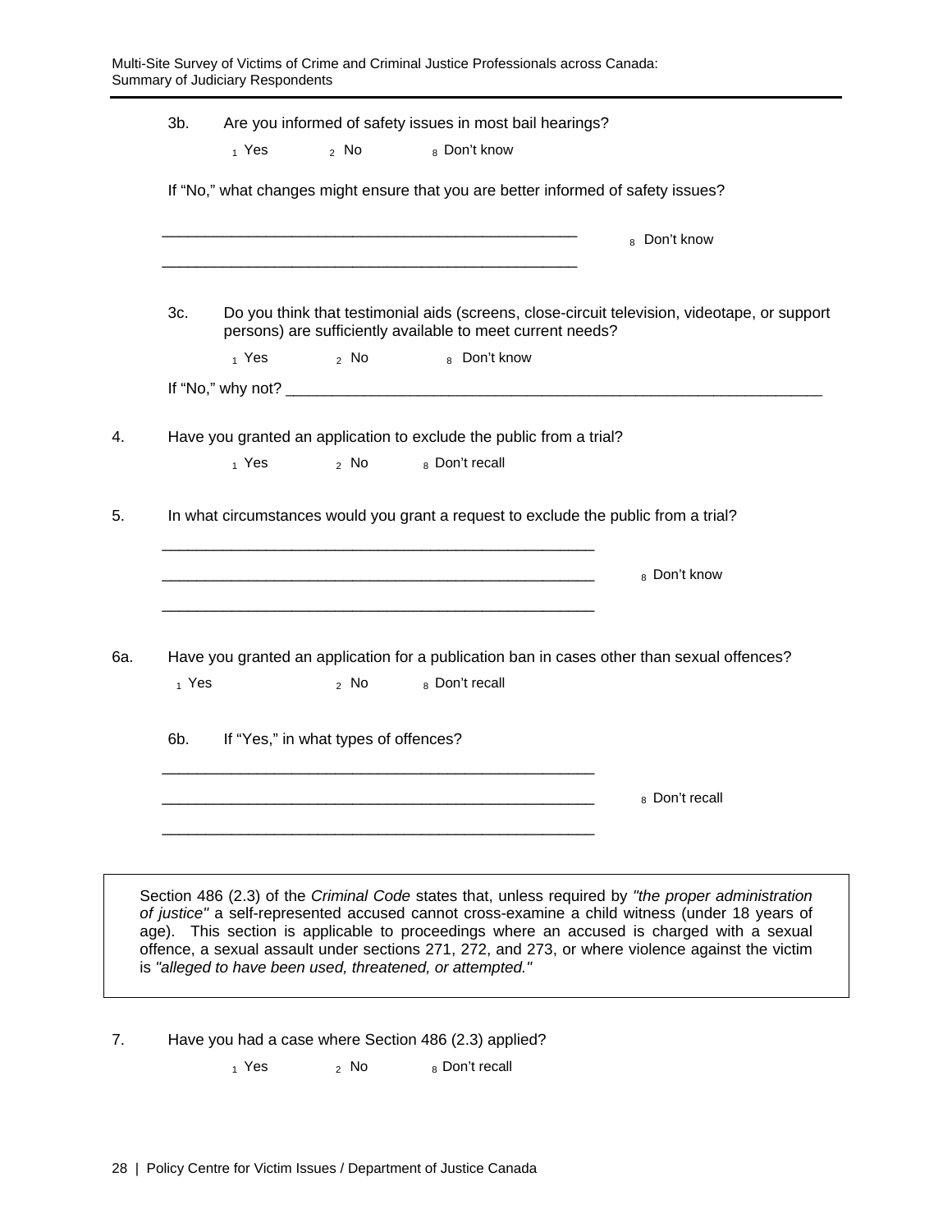3b. Are you informed of safety issues in most bail hearings?

1 Yes 2 No 8 Don't know

If "No," what changes might ensure that you are better informed of safety issues?

___________________________________________________ 8 Don't know

___________________________________________________

3c. Do you think that testimonial aids (screens, close-circuit television, videotape, or support persons) are sufficiently available to meet current needs?

1 Yes 2 No 8 Don't know

If "No," why not? ________________________________________________________________

4. Have you granted an application to exclude the public from a trial?

1 Yes 2 No 8 Don't recall

5. In what circumstances would you grant a request to exclude the public from a trial?

_____________________________________________________

_____________________________________________________ 8 Don't know

_____________________________________________________

6a. Have you granted an application for a publication ban in cases other than sexual offences?

1 Yes 2 No 8 Don't recall

6b. If "Yes," in what types of offences?

_____________________________________________________

_____________________________________________________ 8 Don't recall

_____________________________________________________

> Section 486 (2.3) of the *Criminal Code* states that, unless required by *"the proper administration of justice"* a self-represented accused cannot cross-examine a child witness (under 18 years of age). This section is applicable to proceedings where an accused is charged with a sexual offence, a sexual assault under sections 271, 272, and 273, or where violence against the victim is *"alleged to have been used, threatened, or attempted."*

7. Have you had a case where Section 486 (2.3) applied?

1 Yes 2 No 8 Don't recall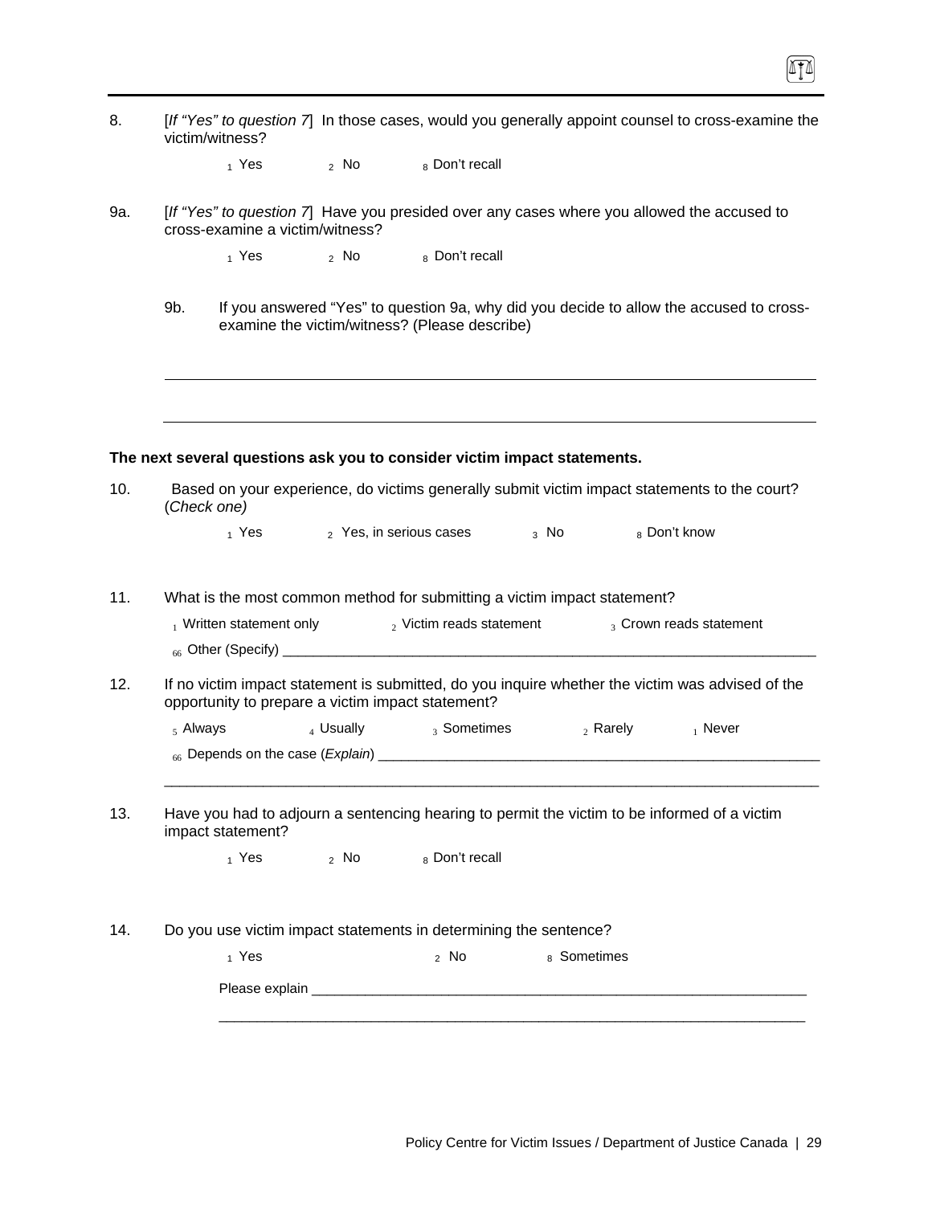8. [*If "Yes" to question 7*] In those cases, would you generally appoint counsel to cross-examine the victim/witness?

   1 Yes  2 No  8 Don't recall

9a. [*If "Yes" to question 7*] Have you presided over any cases where you allowed the accused to cross-examine a victim/witness?

   1 Yes  2 No  8 Don't recall

   9b. If you answered "Yes" to question 9a, why did you decide to allow the accused to cross-examine the victim/witness? (Please describe)

   ______________________________________________________________________________

   ______________________________________________________________________________

**The next several questions ask you to consider victim impact statements.**

10. Based on your experience, do victims generally submit victim impact statements to the court? (*Check one)*

   1 Yes  2 Yes, in serious cases  3 No  8 Don't know

11. What is the most common method for submitting a victim impact statement?

   1 Written statement only  2 Victim reads statement  3 Crown reads statement

   66 Other (Specify) ______________________________________________________________________

12. If no victim impact statement is submitted, do you inquire whether the victim was advised of the opportunity to prepare a victim impact statement?

   5 Always  4 Usually  3 Sometimes  2 Rarely  1 Never

   66 Depends on the case (*Explain*) ______________________________________________________

   ______________________________________________________________________________

13. Have you had to adjourn a sentencing hearing to permit the victim to be informed of a victim impact statement?

   1 Yes  2 No  8 Don't recall

14. Do you use victim impact statements in determining the sentence?

   1 Yes  2 No  8 Sometimes

   Please explain ______________________________________________________________________

   ______________________________________________________________________________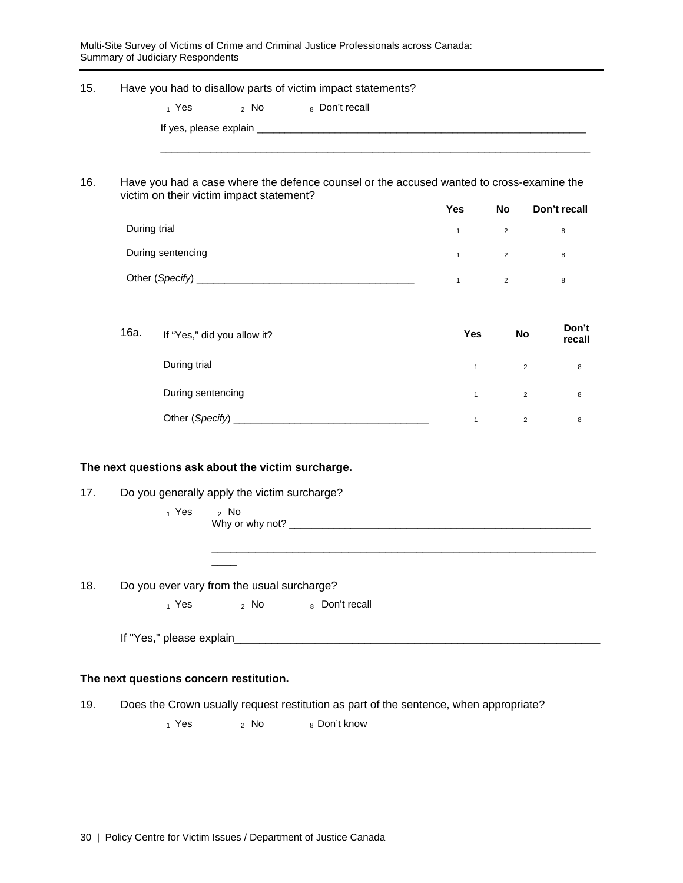15. Have you had to disallow parts of victim impact statements?

$_1$ Yes $_2$ No $_8$ Don't recall

If yes, please explain ____________________________________________________________

_____________________________________________________________________________

16. Have you had a case where the defence counsel or the accused wanted to cross-examine the victim on their victim impact statement?

| | Yes | No | Don't recall |
|---|---|---|---|
| During trial | 1 | 2 | 8 |
| During sentencing | 1 | 2 | 8 |
| Other (*Specify*) _______________________________________ | 1 | 2 | 8 |

16a. If "Yes," did you allow it?

| | Yes | No | Don't recall |
|---|---|---|---|
| During trial | 1 | 2 | 8 |
| During sentencing | 1 | 2 | 8 |
| Other (*Specify*) ___________________________________ | 1 | 2 | 8 |

**The next questions ask about the victim surcharge.**

17. Do you generally apply the victim surcharge?

$_1$ Yes $_2$ No

Why or why not? _______________________________________________________

_____________________________________________________________________

18. Do you ever vary from the usual surcharge?

$_1$ Yes $_2$ No $_8$ Don't recall

If "Yes," please explain_________________________________________________________________

**The next questions concern restitution.**

19. Does the Crown usually request restitution as part of the sentence, when appropriate?

$_1$ Yes $_2$ No $_8$ Don't know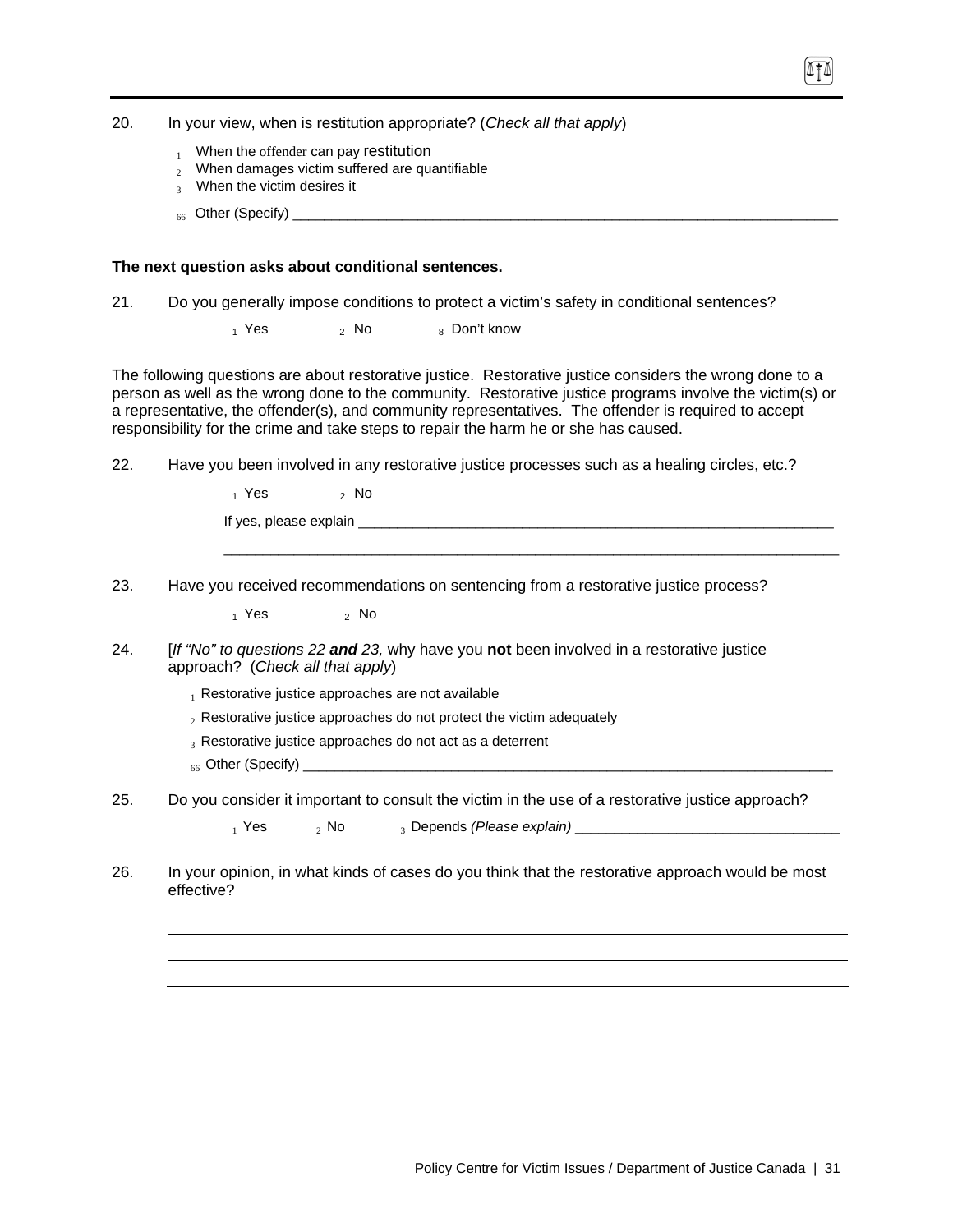20. In your view, when is restitution appropriate? (*Check all that apply*)

   1 When the offender can pay restitution
   2 When damages victim suffered are quantifiable
   3 When the victim desires it
   66 Other (Specify) ___________________________________________________________________________

**The next question asks about conditional sentences.**

21. Do you generally impose conditions to protect a victim's safety in conditional sentences?

   1 Yes   2 No   8 Don't know

The following questions are about restorative justice. Restorative justice considers the wrong done to a person as well as the wrong done to the community. Restorative justice programs involve the victim(s) or a representative, the offender(s), and community representatives. The offender is required to accept responsibility for the crime and take steps to repair the harm he or she has caused.

22. Have you been involved in any restorative justice processes such as a healing circles, etc.?

   1 Yes   2 No

   If yes, please explain _________________________________________________________________

   ___________________________________________________________________________________

23. Have you received recommendations on sentencing from a restorative justice process?

   1 Yes   2 No

24. [*If "No" to questions 22* ***and*** *23,* why have you **not** been involved in a restorative justice approach? (*Check all that apply*)

   1 Restorative justice approaches are not available
   2 Restorative justice approaches do not protect the victim adequately
   3 Restorative justice approaches do not act as a deterrent
   66 Other (Specify) ___________________________________________________________________________

25. Do you consider it important to consult the victim in the use of a restorative justice approach?

   1 Yes   2 No   3 Depends *(Please explain)* ___________________________________

26. In your opinion, in what kinds of cases do you think that the restorative approach would be most effective?

   ___________________________________________________________________________________

   ___________________________________________________________________________________

   ___________________________________________________________________________________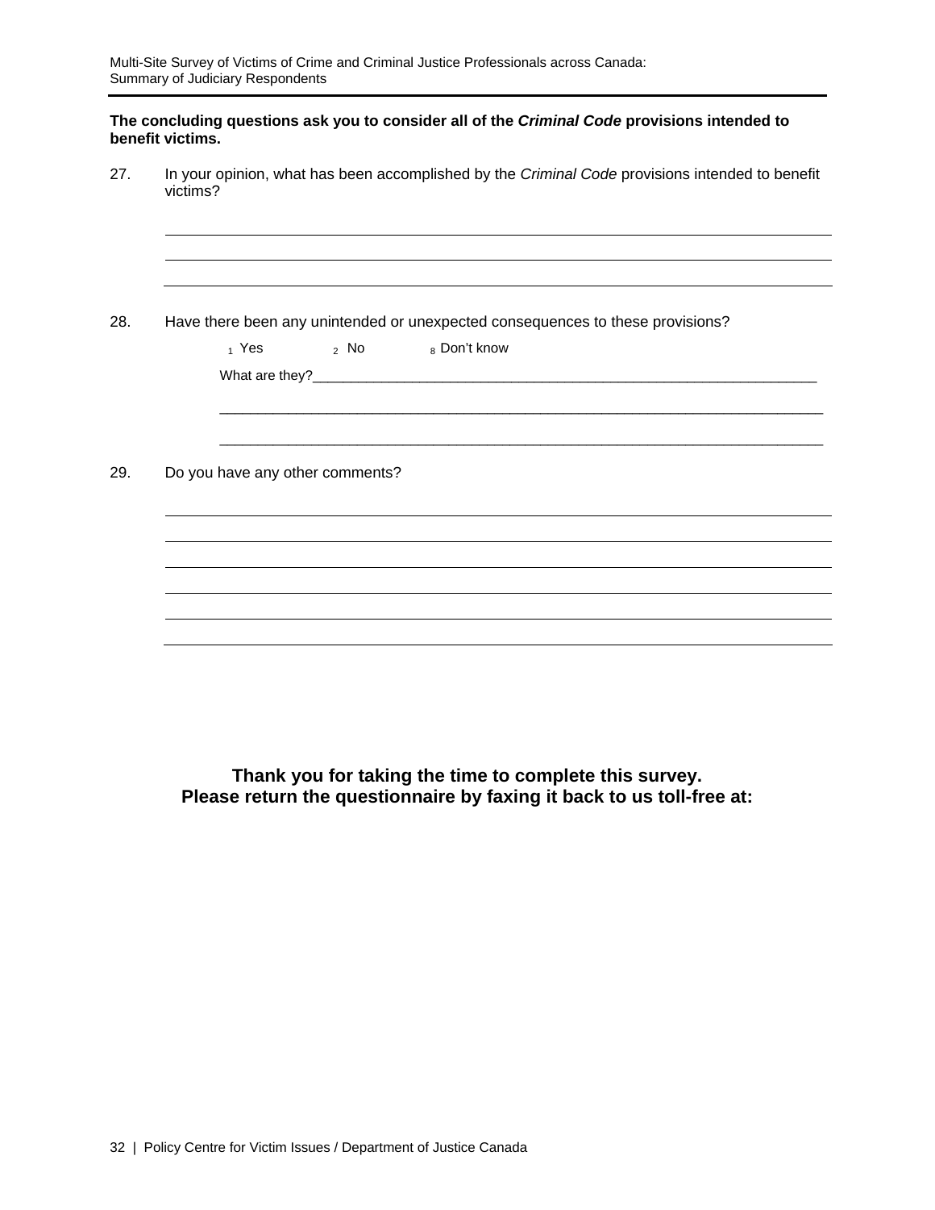**The concluding questions ask you to consider all of the *Criminal Code* provisions intended to benefit victims.**

27. In your opinion, what has been accomplished by the *Criminal Code* provisions intended to benefit victims?

______________________________________________________________________________

______________________________________________________________________________

______________________________________________________________________________

28. Have there been any unintended or unexpected consequences to these provisions?

    1 Yes    2 No    8 Don't know

    What are they?_________________________________________________________________

    ______________________________________________________________________________

    ______________________________________________________________________________

29. Do you have any other comments?

______________________________________________________________________________

______________________________________________________________________________

______________________________________________________________________________

______________________________________________________________________________

______________________________________________________________________________

______________________________________________________________________________

**Thank you for taking the time to complete this survey.**
**Please return the questionnaire by faxing it back to us toll-free at:**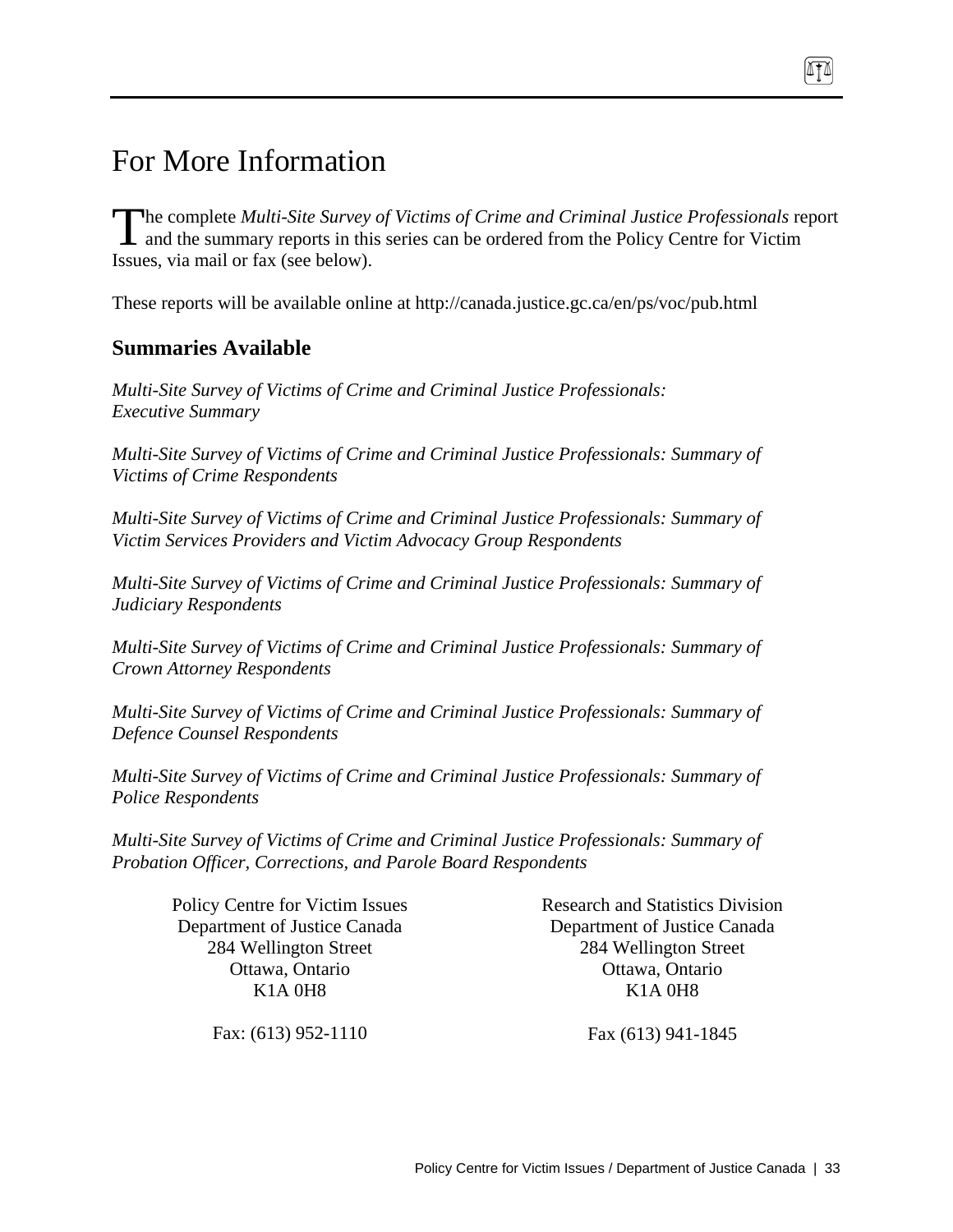# For More Information

The complete *Multi-Site Survey of Victims of Crime and Criminal Justice Professionals* report and the summary reports in this series can be ordered from the Policy Centre for Victim Issues, via mail or fax (see below).

These reports will be available online at http://canada.justice.gc.ca/en/ps/voc/pub.html

## Summaries Available

*Multi-Site Survey of Victims of Crime and Criminal Justice Professionals: Executive Summary*

*Multi-Site Survey of Victims of Crime and Criminal Justice Professionals: Summary of Victims of Crime Respondents*

*Multi-Site Survey of Victims of Crime and Criminal Justice Professionals: Summary of Victim Services Providers and Victim Advocacy Group Respondents*

*Multi-Site Survey of Victims of Crime and Criminal Justice Professionals: Summary of Judiciary Respondents*

*Multi-Site Survey of Victims of Crime and Criminal Justice Professionals: Summary of Crown Attorney Respondents*

*Multi-Site Survey of Victims of Crime and Criminal Justice Professionals: Summary of Defence Counsel Respondents*

*Multi-Site Survey of Victims of Crime and Criminal Justice Professionals: Summary of Police Respondents*

*Multi-Site Survey of Victims of Crime and Criminal Justice Professionals: Summary of Probation Officer, Corrections, and Parole Board Respondents*

Policy Centre for Victim Issues
Department of Justice Canada
284 Wellington Street
Ottawa, Ontario
K1A 0H8

Fax: (613) 952-1110

Research and Statistics Division
Department of Justice Canada
284 Wellington Street
Ottawa, Ontario
K1A 0H8

Fax (613) 941-1845